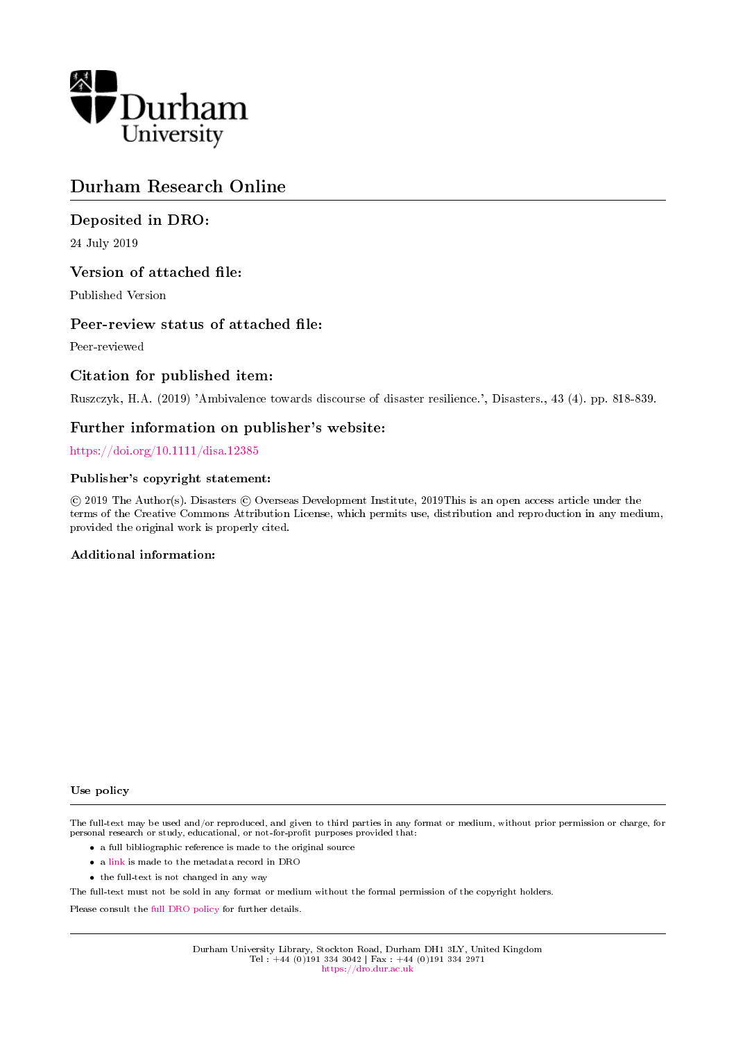Durham University

# Durham Research Online

## Deposited in DRO:

24 July 2019

## Version of attached file:

Published Version

## Peer-review status of attached file:

Peer-reviewed

## Citation for published item:

Ruszczyk, H.A. (2019) 'Ambivalence towards discourse of disaster resilience.', Disasters., 43 (4). pp. 818-839.

## Further information on publisher's website:

https://doi.org/10.1111/disa.12385

### Publisher's copyright statement:

© 2019 The Author(s). Disasters © Overseas Development Institute, 2019This is an open access article under the terms of the Creative Commons Attribution License, which permits use, distribution and reproduction in any medium, provided the original work is properly cited.

### Additional information:

### Use policy

The full-text may be used and/or reproduced, and given to third parties in any format or medium, without prior permission or charge, for personal research or study, educational, or not-for-profit purposes provided that:

- a full bibliographic reference is made to the original source
- a link is made to the metadata record in DRO
- the full-text is not changed in any way

The full-text must not be sold in any format or medium without the formal permission of the copyright holders.

Please consult the full DRO policy for further details.

Durham University Library, Stockton Road, Durham DH1 3LY, United Kingdom
Tel : +44 (0)191 334 3042 | Fax : +44 (0)191 334 2971
https://dro.dur.ac.uk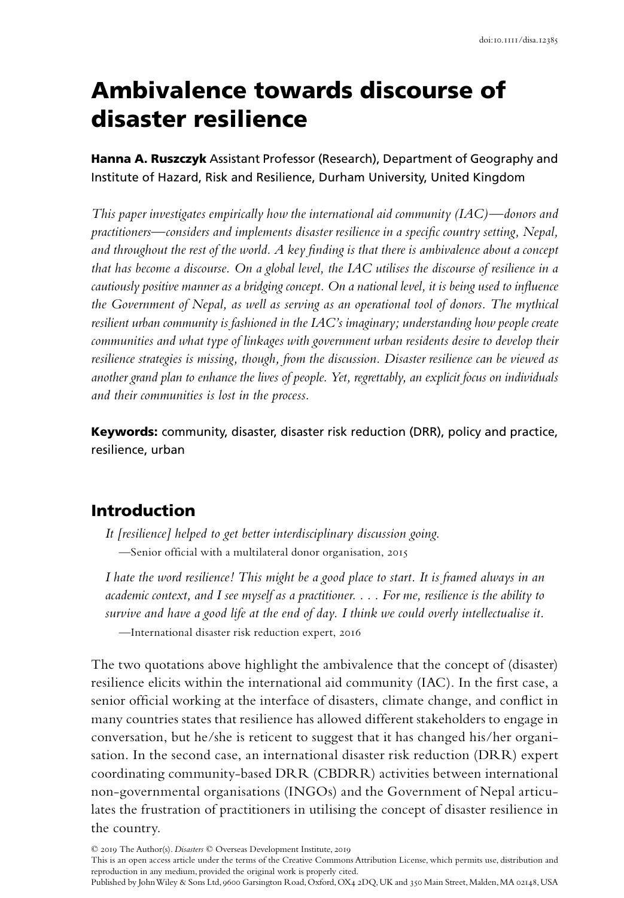# Ambivalence towards discourse of disaster resilience

**Hanna A. Ruszczyk** Assistant Professor (Research), Department of Geography and Institute of Hazard, Risk and Resilience, Durham University, United Kingdom

*This paper investigates empirically how the international aid community (IAC)—donors and practitioners—considers and implements disaster resilience in a specific country setting, Nepal, and throughout the rest of the world. A key finding is that there is ambivalence about a concept that has become a discourse. On a global level, the IAC utilises the discourse of resilience in a cautiously positive manner as a bridging concept. On a national level, it is being used to influence the Government of Nepal, as well as serving as an operational tool of donors. The mythical resilient urban community is fashioned in the IAC's imaginary; understanding how people create communities and what type of linkages with government urban residents desire to develop their resilience strategies is missing, though, from the discussion. Disaster resilience can be viewed as another grand plan to enhance the lives of people. Yet, regrettably, an explicit focus on individuals and their communities is lost in the process.*

**Keywords:** community, disaster, disaster risk reduction (DRR), policy and practice, resilience, urban

## Introduction

*It [resilience] helped to get better interdisciplinary discussion going.*
—Senior official with a multilateral donor organisation, 2015

*I hate the word resilience! This might be a good place to start. It is framed always in an academic context, and I see myself as a practitioner. . . . For me, resilience is the ability to survive and have a good life at the end of day. I think we could overly intellectualise it.*
—International disaster risk reduction expert, 2016

The two quotations above highlight the ambivalence that the concept of (disaster) resilience elicits within the international aid community (IAC). In the first case, a senior official working at the interface of disasters, climate change, and conflict in many countries states that resilience has allowed different stakeholders to engage in conversation, but he/she is reticent to suggest that it has changed his/her organisation. In the second case, an international disaster risk reduction (DRR) expert coordinating community-based DRR (CBDRR) activities between international non-governmental organisations (INGOs) and the Government of Nepal articulates the frustration of practitioners in utilising the concept of disaster resilience in the country.

© 2019 The Author(s). *Disasters* © Overseas Development Institute, 2019
This is an open access article under the terms of the Creative Commons Attribution License, which permits use, distribution and reproduction in any medium, provided the original work is properly cited.
Published by John Wiley & Sons Ltd, 9600 Garsington Road, Oxford, OX4 2DQ, UK and 350 Main Street, Malden, MA 02148, USA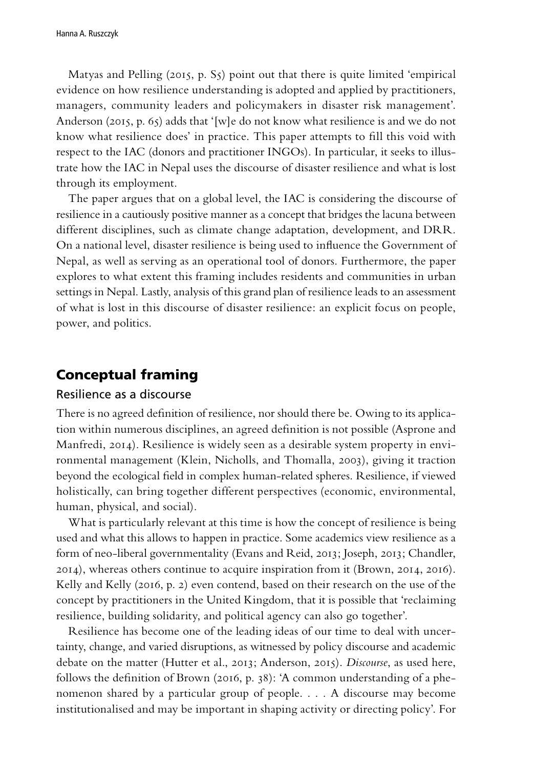Matyas and Pelling (2015, p. S5) point out that there is quite limited 'empirical evidence on how resilience understanding is adopted and applied by practitioners, managers, community leaders and policymakers in disaster risk management'. Anderson (2015, p. 65) adds that '[w]e do not know what resilience is and we do not know what resilience does' in practice. This paper attempts to fill this void with respect to the IAC (donors and practitioner INGOs). In particular, it seeks to illustrate how the IAC in Nepal uses the discourse of disaster resilience and what is lost through its employment.

The paper argues that on a global level, the IAC is considering the discourse of resilience in a cautiously positive manner as a concept that bridges the lacuna between different disciplines, such as climate change adaptation, development, and DRR. On a national level, disaster resilience is being used to influence the Government of Nepal, as well as serving as an operational tool of donors. Furthermore, the paper explores to what extent this framing includes residents and communities in urban settings in Nepal. Lastly, analysis of this grand plan of resilience leads to an assessment of what is lost in this discourse of disaster resilience: an explicit focus on people, power, and politics.

## Conceptual framing

### Resilience as a discourse

There is no agreed definition of resilience, nor should there be. Owing to its application within numerous disciplines, an agreed definition is not possible (Asprone and Manfredi, 2014). Resilience is widely seen as a desirable system property in environmental management (Klein, Nicholls, and Thomalla, 2003), giving it traction beyond the ecological field in complex human-related spheres. Resilience, if viewed holistically, can bring together different perspectives (economic, environmental, human, physical, and social).

What is particularly relevant at this time is how the concept of resilience is being used and what this allows to happen in practice. Some academics view resilience as a form of neo-liberal governmentality (Evans and Reid, 2013; Joseph, 2013; Chandler, 2014), whereas others continue to acquire inspiration from it (Brown, 2014, 2016). Kelly and Kelly (2016, p. 2) even contend, based on their research on the use of the concept by practitioners in the United Kingdom, that it is possible that 'reclaiming resilience, building solidarity, and political agency can also go together'.

Resilience has become one of the leading ideas of our time to deal with uncertainty, change, and varied disruptions, as witnessed by policy discourse and academic debate on the matter (Hutter et al., 2013; Anderson, 2015). *Discourse*, as used here, follows the definition of Brown (2016, p. 38): 'A common understanding of a phenomenon shared by a particular group of people. . . . A discourse may become institutionalised and may be important in shaping activity or directing policy'. For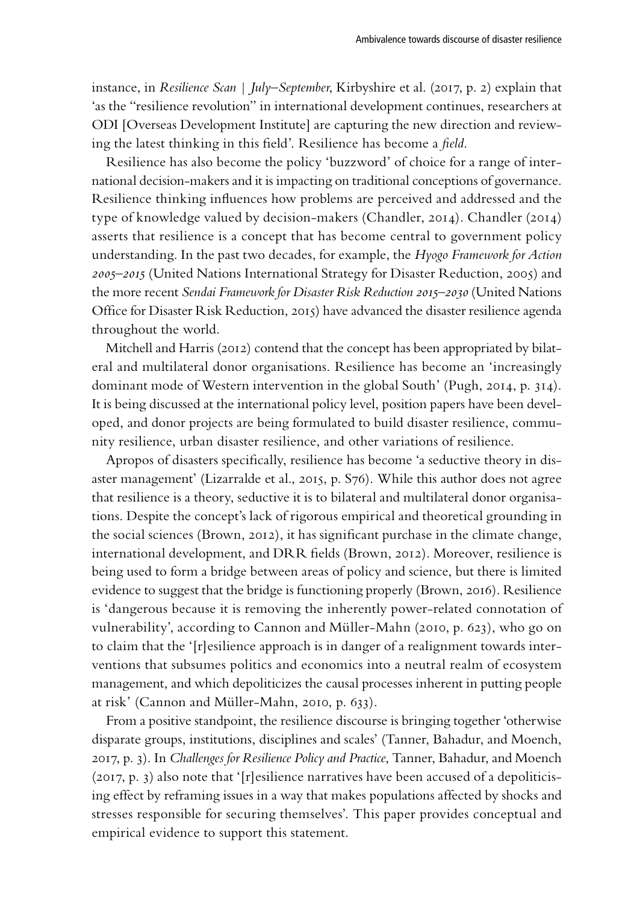instance, in *Resilience Scan | July–September*, Kirbyshire et al. (2017, p. 2) explain that 'as the "resilience revolution" in international development continues, researchers at ODI [Overseas Development Institute] are capturing the new direction and reviewing the latest thinking in this field'. Resilience has become a *field*.

Resilience has also become the policy 'buzzword' of choice for a range of international decision-makers and it is impacting on traditional conceptions of governance. Resilience thinking influences how problems are perceived and addressed and the type of knowledge valued by decision-makers (Chandler, 2014). Chandler (2014) asserts that resilience is a concept that has become central to government policy understanding. In the past two decades, for example, the *Hyogo Framework for Action 2005–2015* (United Nations International Strategy for Disaster Reduction, 2005) and the more recent *Sendai Framework for Disaster Risk Reduction 2015–2030* (United Nations Office for Disaster Risk Reduction, 2015) have advanced the disaster resilience agenda throughout the world.

Mitchell and Harris (2012) contend that the concept has been appropriated by bilateral and multilateral donor organisations. Resilience has become an 'increasingly dominant mode of Western intervention in the global South' (Pugh, 2014, p. 314). It is being discussed at the international policy level, position papers have been developed, and donor projects are being formulated to build disaster resilience, community resilience, urban disaster resilience, and other variations of resilience.

Apropos of disasters specifically, resilience has become 'a seductive theory in disaster management' (Lizarralde et al., 2015, p. S76). While this author does not agree that resilience is a theory, seductive it is to bilateral and multilateral donor organisations. Despite the concept's lack of rigorous empirical and theoretical grounding in the social sciences (Brown, 2012), it has significant purchase in the climate change, international development, and DRR fields (Brown, 2012). Moreover, resilience is being used to form a bridge between areas of policy and science, but there is limited evidence to suggest that the bridge is functioning properly (Brown, 2016). Resilience is 'dangerous because it is removing the inherently power-related connotation of vulnerability', according to Cannon and Müller-Mahn (2010, p. 623), who go on to claim that the '[r]esilience approach is in danger of a realignment towards interventions that subsumes politics and economics into a neutral realm of ecosystem management, and which depoliticizes the causal processes inherent in putting people at risk' (Cannon and Müller-Mahn, 2010, p. 633).

From a positive standpoint, the resilience discourse is bringing together 'otherwise disparate groups, institutions, disciplines and scales' (Tanner, Bahadur, and Moench, 2017, p. 3). In *Challenges for Resilience Policy and Practice*, Tanner, Bahadur, and Moench (2017, p. 3) also note that '[r]esilience narratives have been accused of a depoliticising effect by reframing issues in a way that makes populations affected by shocks and stresses responsible for securing themselves'. This paper provides conceptual and empirical evidence to support this statement.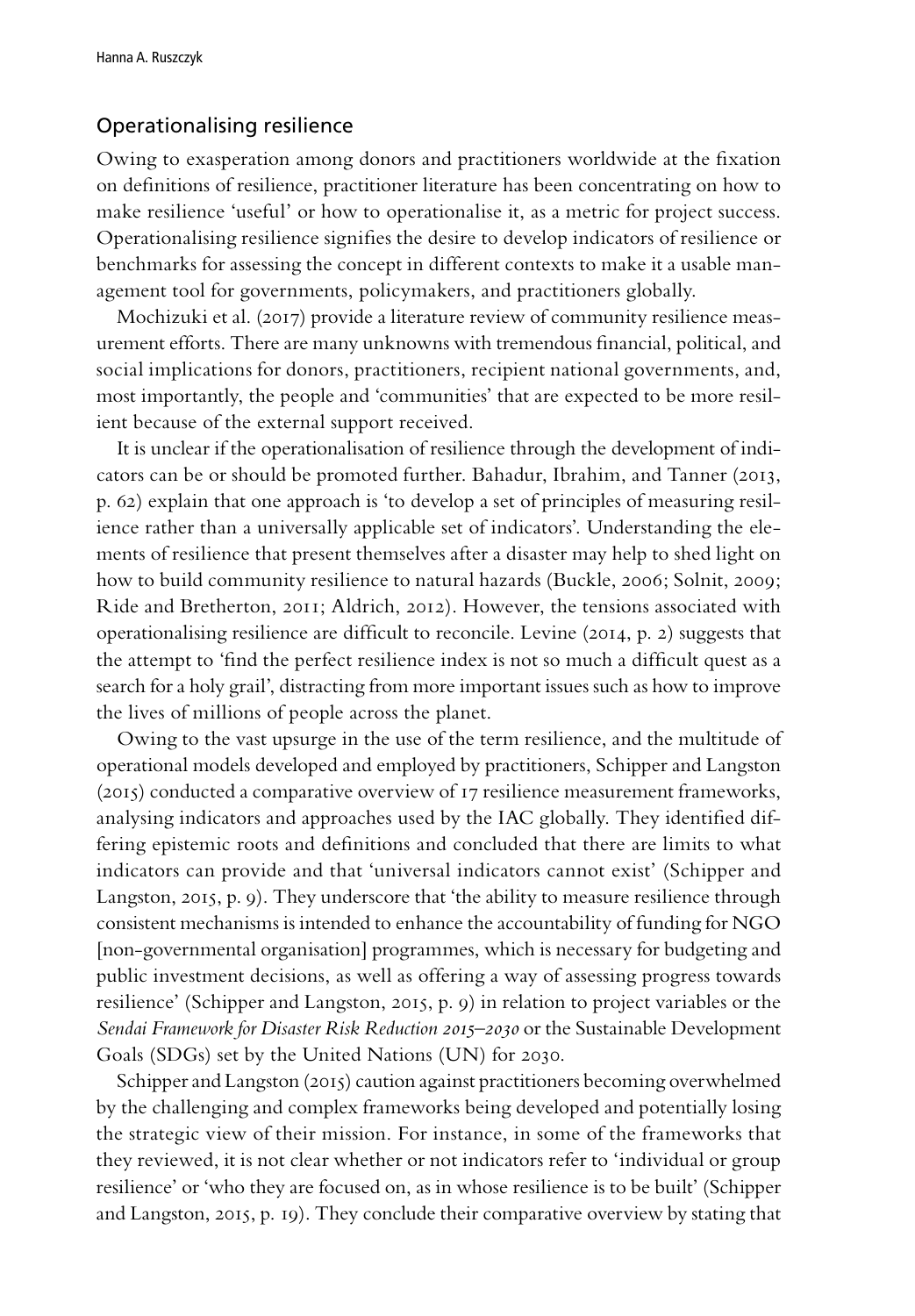## Operationalising resilience

Owing to exasperation among donors and practitioners worldwide at the fixation on definitions of resilience, practitioner literature has been concentrating on how to make resilience 'useful' or how to operationalise it, as a metric for project success. Operationalising resilience signifies the desire to develop indicators of resilience or benchmarks for assessing the concept in different contexts to make it a usable management tool for governments, policymakers, and practitioners globally.

Mochizuki et al. (2017) provide a literature review of community resilience measurement efforts. There are many unknowns with tremendous financial, political, and social implications for donors, practitioners, recipient national governments, and, most importantly, the people and 'communities' that are expected to be more resilient because of the external support received.

It is unclear if the operationalisation of resilience through the development of indicators can be or should be promoted further. Bahadur, Ibrahim, and Tanner (2013, p. 62) explain that one approach is 'to develop a set of principles of measuring resilience rather than a universally applicable set of indicators'. Understanding the elements of resilience that present themselves after a disaster may help to shed light on how to build community resilience to natural hazards (Buckle, 2006; Solnit, 2009; Ride and Bretherton, 2011; Aldrich, 2012). However, the tensions associated with operationalising resilience are difficult to reconcile. Levine (2014, p. 2) suggests that the attempt to 'find the perfect resilience index is not so much a difficult quest as a search for a holy grail', distracting from more important issues such as how to improve the lives of millions of people across the planet.

Owing to the vast upsurge in the use of the term resilience, and the multitude of operational models developed and employed by practitioners, Schipper and Langston (2015) conducted a comparative overview of 17 resilience measurement frameworks, analysing indicators and approaches used by the IAC globally. They identified differing epistemic roots and definitions and concluded that there are limits to what indicators can provide and that 'universal indicators cannot exist' (Schipper and Langston, 2015, p. 9). They underscore that 'the ability to measure resilience through consistent mechanisms is intended to enhance the accountability of funding for NGO [non-governmental organisation] programmes, which is necessary for budgeting and public investment decisions, as well as offering a way of assessing progress towards resilience' (Schipper and Langston, 2015, p. 9) in relation to project variables or the *Sendai Framework for Disaster Risk Reduction 2015–2030* or the Sustainable Development Goals (SDGs) set by the United Nations (UN) for 2030.

Schipper and Langston (2015) caution against practitioners becoming overwhelmed by the challenging and complex frameworks being developed and potentially losing the strategic view of their mission. For instance, in some of the frameworks that they reviewed, it is not clear whether or not indicators refer to 'individual or group resilience' or 'who they are focused on, as in whose resilience is to be built' (Schipper and Langston, 2015, p. 19). They conclude their comparative overview by stating that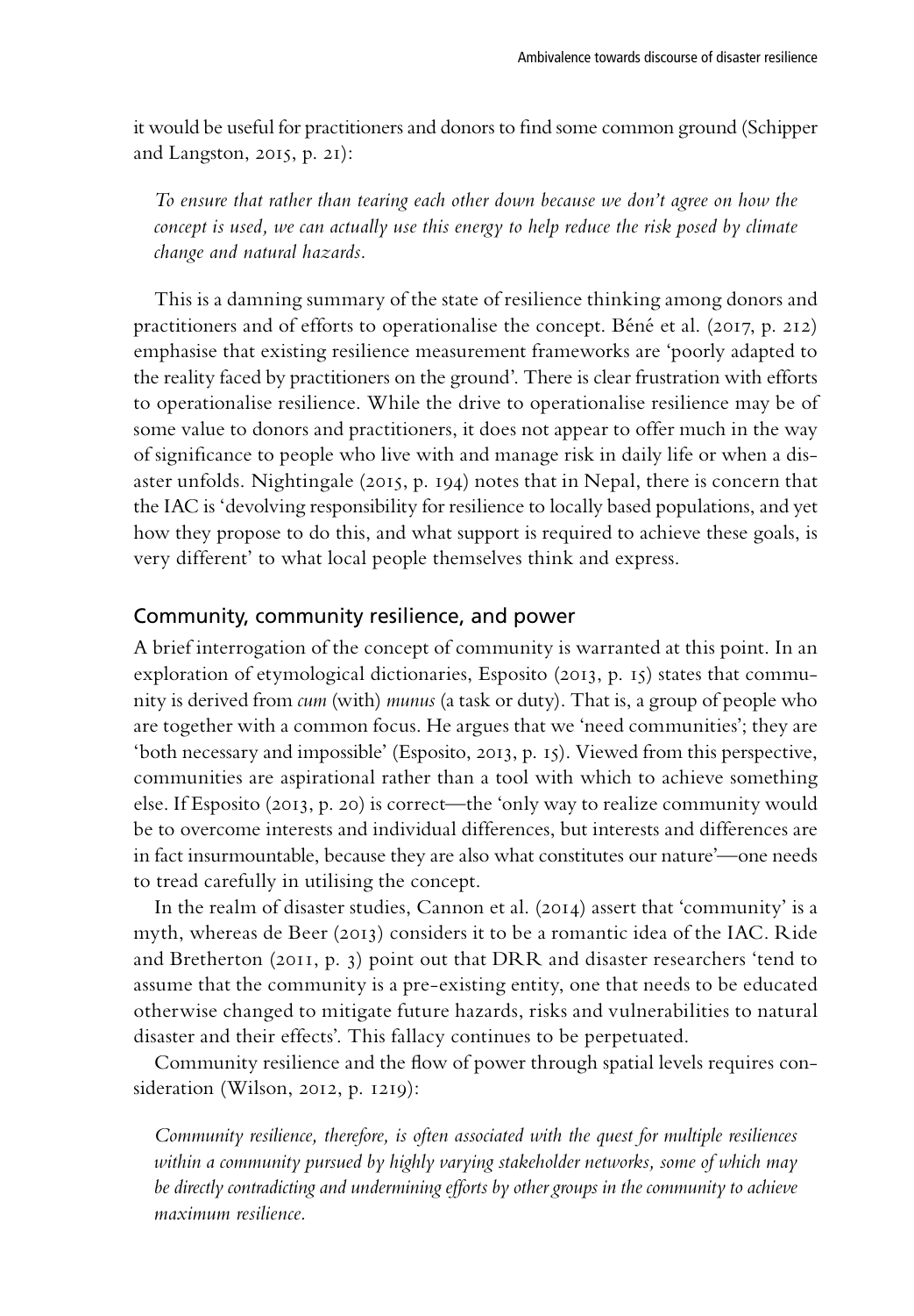it would be useful for practitioners and donors to find some common ground (Schipper and Langston, 2015, p. 21):

> *To ensure that rather than tearing each other down because we don't agree on how the concept is used, we can actually use this energy to help reduce the risk posed by climate change and natural hazards.*

This is a damning summary of the state of resilience thinking among donors and practitioners and of efforts to operationalise the concept. Béné et al. (2017, p. 212) emphasise that existing resilience measurement frameworks are 'poorly adapted to the reality faced by practitioners on the ground'. There is clear frustration with efforts to operationalise resilience. While the drive to operationalise resilience may be of some value to donors and practitioners, it does not appear to offer much in the way of significance to people who live with and manage risk in daily life or when a disaster unfolds. Nightingale (2015, p. 194) notes that in Nepal, there is concern that the IAC is 'devolving responsibility for resilience to locally based populations, and yet how they propose to do this, and what support is required to achieve these goals, is very different' to what local people themselves think and express.

## Community, community resilience, and power

A brief interrogation of the concept of community is warranted at this point. In an exploration of etymological dictionaries, Esposito (2013, p. 15) states that community is derived from *cum* (with) *munus* (a task or duty). That is, a group of people who are together with a common focus. He argues that we 'need communities'; they are 'both necessary and impossible' (Esposito, 2013, p. 15). Viewed from this perspective, communities are aspirational rather than a tool with which to achieve something else. If Esposito (2013, p. 20) is correct—the 'only way to realize community would be to overcome interests and individual differences, but interests and differences are in fact insurmountable, because they are also what constitutes our nature'—one needs to tread carefully in utilising the concept.

In the realm of disaster studies, Cannon et al. (2014) assert that 'community' is a myth, whereas de Beer (2013) considers it to be a romantic idea of the IAC. Ride and Bretherton (2011, p. 3) point out that DRR and disaster researchers 'tend to assume that the community is a pre-existing entity, one that needs to be educated otherwise changed to mitigate future hazards, risks and vulnerabilities to natural disaster and their effects'. This fallacy continues to be perpetuated.

Community resilience and the flow of power through spatial levels requires consideration (Wilson, 2012, p. 1219):

> *Community resilience, therefore, is often associated with the quest for multiple resiliences within a community pursued by highly varying stakeholder networks, some of which may be directly contradicting and undermining efforts by other groups in the community to achieve maximum resilience.*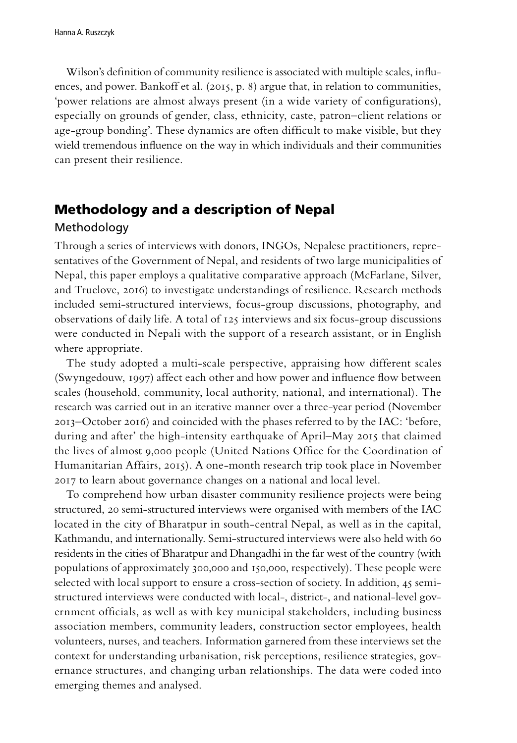Wilson's definition of community resilience is associated with multiple scales, influences, and power. Bankoff et al. (2015, p. 8) argue that, in relation to communities, 'power relations are almost always present (in a wide variety of configurations), especially on grounds of gender, class, ethnicity, caste, patron–client relations or age-group bonding'. These dynamics are often difficult to make visible, but they wield tremendous influence on the way in which individuals and their communities can present their resilience.

## Methodology and a description of Nepal

### Methodology

Through a series of interviews with donors, INGOs, Nepalese practitioners, representatives of the Government of Nepal, and residents of two large municipalities of Nepal, this paper employs a qualitative comparative approach (McFarlane, Silver, and Truelove, 2016) to investigate understandings of resilience. Research methods included semi-structured interviews, focus-group discussions, photography, and observations of daily life. A total of 125 interviews and six focus-group discussions were conducted in Nepali with the support of a research assistant, or in English where appropriate.

The study adopted a multi-scale perspective, appraising how different scales (Swyngedouw, 1997) affect each other and how power and influence flow between scales (household, community, local authority, national, and international). The research was carried out in an iterative manner over a three-year period (November 2013–October 2016) and coincided with the phases referred to by the IAC: 'before, during and after' the high-intensity earthquake of April–May 2015 that claimed the lives of almost 9,000 people (United Nations Office for the Coordination of Humanitarian Affairs, 2015). A one-month research trip took place in November 2017 to learn about governance changes on a national and local level.

To comprehend how urban disaster community resilience projects were being structured, 20 semi-structured interviews were organised with members of the IAC located in the city of Bharatpur in south-central Nepal, as well as in the capital, Kathmandu, and internationally. Semi-structured interviews were also held with 60 residents in the cities of Bharatpur and Dhangadhi in the far west of the country (with populations of approximately 300,000 and 150,000, respectively). These people were selected with local support to ensure a cross-section of society. In addition, 45 semi-structured interviews were conducted with local-, district-, and national-level government officials, as well as with key municipal stakeholders, including business association members, community leaders, construction sector employees, health volunteers, nurses, and teachers. Information garnered from these interviews set the context for understanding urbanisation, risk perceptions, resilience strategies, governance structures, and changing urban relationships. The data were coded into emerging themes and analysed.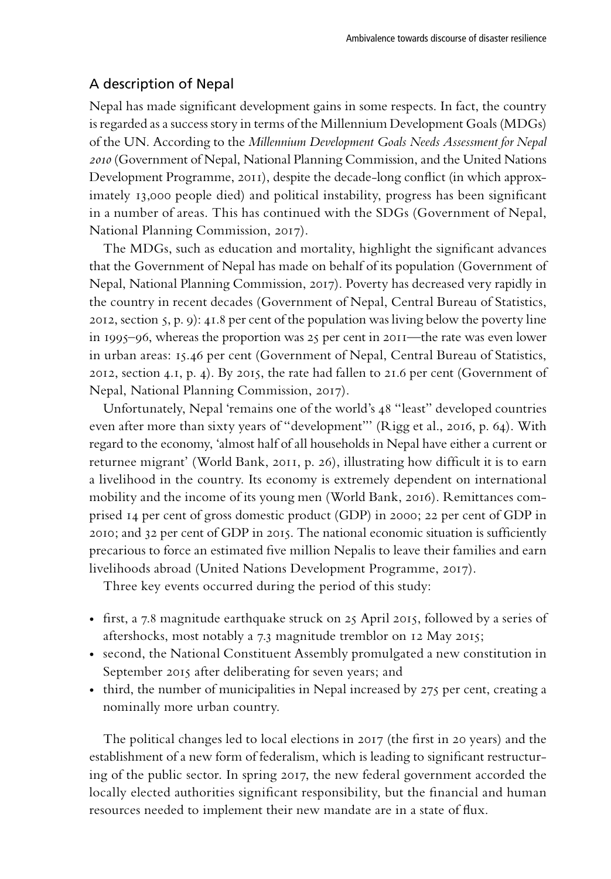## A description of Nepal

Nepal has made significant development gains in some respects. In fact, the country is regarded as a success story in terms of the Millennium Development Goals (MDGs) of the UN. According to the *Millennium Development Goals Needs Assessment for Nepal 2010* (Government of Nepal, National Planning Commission, and the United Nations Development Programme, 2011), despite the decade-long conflict (in which approximately 13,000 people died) and political instability, progress has been significant in a number of areas. This has continued with the SDGs (Government of Nepal, National Planning Commission, 2017).

The MDGs, such as education and mortality, highlight the significant advances that the Government of Nepal has made on behalf of its population (Government of Nepal, National Planning Commission, 2017). Poverty has decreased very rapidly in the country in recent decades (Government of Nepal, Central Bureau of Statistics, 2012, section 5, p. 9): 41.8 per cent of the population was living below the poverty line in 1995–96, whereas the proportion was 25 per cent in 2011—the rate was even lower in urban areas: 15.46 per cent (Government of Nepal, Central Bureau of Statistics, 2012, section 4.1, p. 4). By 2015, the rate had fallen to 21.6 per cent (Government of Nepal, National Planning Commission, 2017).

Unfortunately, Nepal 'remains one of the world's 48 "least" developed countries even after more than sixty years of "development"' (Rigg et al., 2016, p. 64). With regard to the economy, 'almost half of all households in Nepal have either a current or returnee migrant' (World Bank, 2011, p. 26), illustrating how difficult it is to earn a livelihood in the country. Its economy is extremely dependent on international mobility and the income of its young men (World Bank, 2016). Remittances comprised 14 per cent of gross domestic product (GDP) in 2000; 22 per cent of GDP in 2010; and 32 per cent of GDP in 2015. The national economic situation is sufficiently precarious to force an estimated five million Nepalis to leave their families and earn livelihoods abroad (United Nations Development Programme, 2017).

Three key events occurred during the period of this study:

- first, a 7.8 magnitude earthquake struck on 25 April 2015, followed by a series of aftershocks, most notably a 7.3 magnitude tremblor on 12 May 2015;
- second, the National Constituent Assembly promulgated a new constitution in September 2015 after deliberating for seven years; and
- third, the number of municipalities in Nepal increased by 275 per cent, creating a nominally more urban country.

The political changes led to local elections in 2017 (the first in 20 years) and the establishment of a new form of federalism, which is leading to significant restructuring of the public sector. In spring 2017, the new federal government accorded the locally elected authorities significant responsibility, but the financial and human resources needed to implement their new mandate are in a state of flux.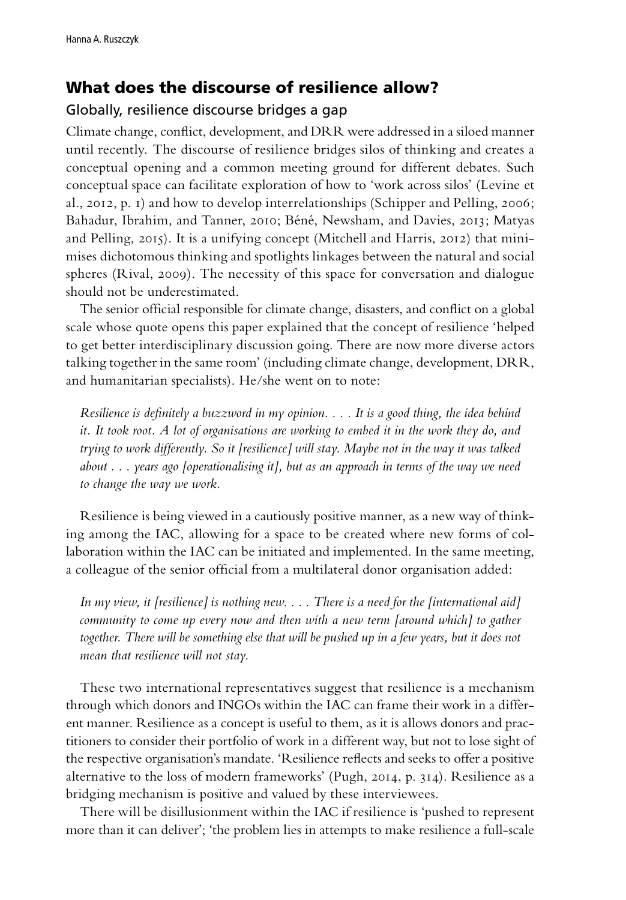## What does the discourse of resilience allow?

### Globally, resilience discourse bridges a gap

Climate change, conflict, development, and DRR were addressed in a siloed manner until recently. The discourse of resilience bridges silos of thinking and creates a conceptual opening and a common meeting ground for different debates. Such conceptual space can facilitate exploration of how to 'work across silos' (Levine et al., 2012, p. 1) and how to develop interrelationships (Schipper and Pelling, 2006; Bahadur, Ibrahim, and Tanner, 2010; Béné, Newsham, and Davies, 2013; Matyas and Pelling, 2015). It is a unifying concept (Mitchell and Harris, 2012) that minimises dichotomous thinking and spotlights linkages between the natural and social spheres (Rival, 2009). The necessity of this space for conversation and dialogue should not be underestimated.

The senior official responsible for climate change, disasters, and conflict on a global scale whose quote opens this paper explained that the concept of resilience 'helped to get better interdisciplinary discussion going. There are now more diverse actors talking together in the same room' (including climate change, development, DRR, and humanitarian specialists). He/she went on to note:

> *Resilience is definitely a buzzword in my opinion. . . . It is a good thing, the idea behind it. It took root. A lot of organisations are working to embed it in the work they do, and trying to work differently. So it [resilience] will stay. Maybe not in the way it was talked about . . . years ago [operationalising it], but as an approach in terms of the way we need to change the way we work.*

Resilience is being viewed in a cautiously positive manner, as a new way of thinking among the IAC, allowing for a space to be created where new forms of collaboration within the IAC can be initiated and implemented. In the same meeting, a colleague of the senior official from a multilateral donor organisation added:

> *In my view, it [resilience] is nothing new. . . . There is a need for the [international aid] community to come up every now and then with a new term [around which] to gather together. There will be something else that will be pushed up in a few years, but it does not mean that resilience will not stay.*

These two international representatives suggest that resilience is a mechanism through which donors and INGOs within the IAC can frame their work in a different manner. Resilience as a concept is useful to them, as it is allows donors and practitioners to consider their portfolio of work in a different way, but not to lose sight of the respective organisation's mandate. 'Resilience reflects and seeks to offer a positive alternative to the loss of modern frameworks' (Pugh, 2014, p. 314). Resilience as a bridging mechanism is positive and valued by these interviewees.

There will be disillusionment within the IAC if resilience is 'pushed to represent more than it can deliver'; 'the problem lies in attempts to make resilience a full-scale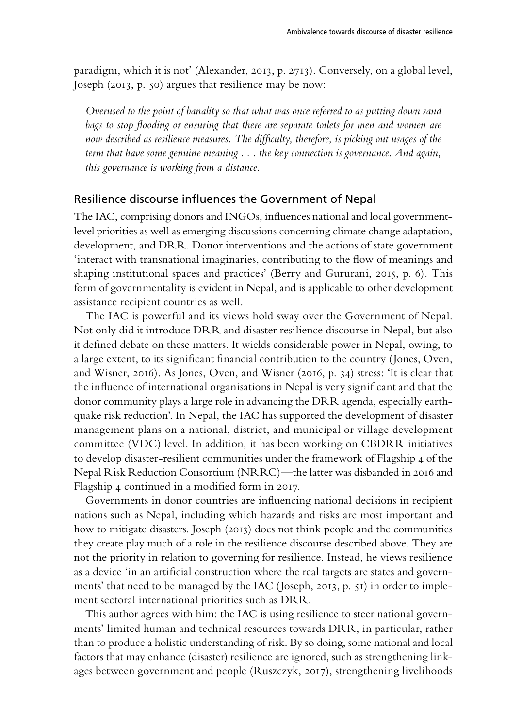paradigm, which it is not' (Alexander, 2013, p. 2713). Conversely, on a global level, Joseph (2013, p. 50) argues that resilience may be now:

> *Overused to the point of banality so that what was once referred to as putting down sand bags to stop flooding or ensuring that there are separate toilets for men and women are now described as resilience measures. The difficulty, therefore, is picking out usages of the term that have some genuine meaning . . . the key connection is governance. And again, this governance is working from a distance.*

## Resilience discourse influences the Government of Nepal

The IAC, comprising donors and INGOs, influences national and local government-level priorities as well as emerging discussions concerning climate change adaptation, development, and DRR. Donor interventions and the actions of state government 'interact with transnational imaginaries, contributing to the flow of meanings and shaping institutional spaces and practices' (Berry and Gururani, 2015, p. 6). This form of governmentality is evident in Nepal, and is applicable to other development assistance recipient countries as well.

The IAC is powerful and its views hold sway over the Government of Nepal. Not only did it introduce DRR and disaster resilience discourse in Nepal, but also it defined debate on these matters. It wields considerable power in Nepal, owing, to a large extent, to its significant financial contribution to the country (Jones, Oven, and Wisner, 2016). As Jones, Oven, and Wisner (2016, p. 34) stress: 'It is clear that the influence of international organisations in Nepal is very significant and that the donor community plays a large role in advancing the DRR agenda, especially earthquake risk reduction'. In Nepal, the IAC has supported the development of disaster management plans on a national, district, and municipal or village development committee (VDC) level. In addition, it has been working on CBDRR initiatives to develop disaster-resilient communities under the framework of Flagship 4 of the Nepal Risk Reduction Consortium (NRRC)—the latter was disbanded in 2016 and Flagship 4 continued in a modified form in 2017.

Governments in donor countries are influencing national decisions in recipient nations such as Nepal, including which hazards and risks are most important and how to mitigate disasters. Joseph (2013) does not think people and the communities they create play much of a role in the resilience discourse described above. They are not the priority in relation to governing for resilience. Instead, he views resilience as a device 'in an artificial construction where the real targets are states and governments' that need to be managed by the IAC (Joseph, 2013, p. 51) in order to implement sectoral international priorities such as DRR.

This author agrees with him: the IAC is using resilience to steer national governments' limited human and technical resources towards DRR, in particular, rather than to produce a holistic understanding of risk. By so doing, some national and local factors that may enhance (disaster) resilience are ignored, such as strengthening linkages between government and people (Ruszczyk, 2017), strengthening livelihoods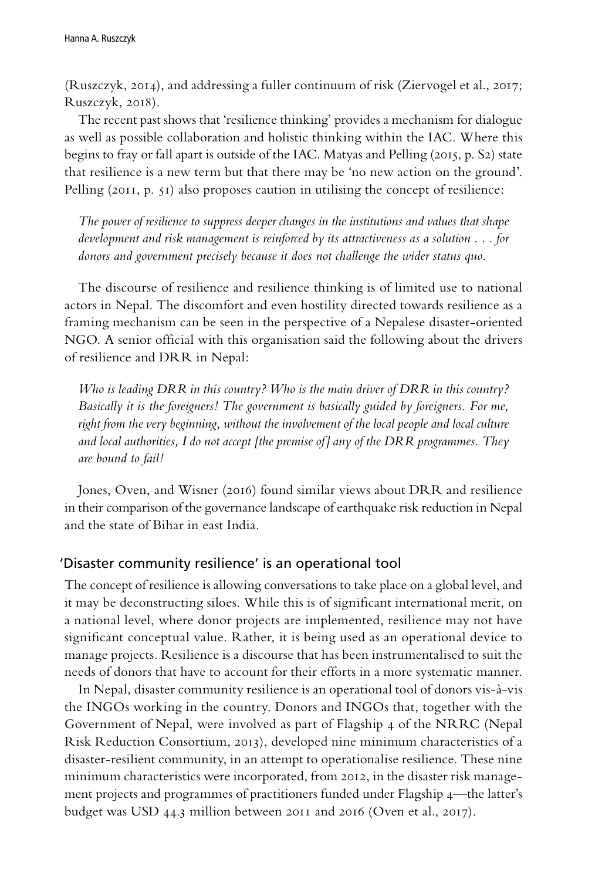(Ruszczyk, 2014), and addressing a fuller continuum of risk (Ziervogel et al., 2017; Ruszczyk, 2018).

The recent past shows that 'resilience thinking' provides a mechanism for dialogue as well as possible collaboration and holistic thinking within the IAC. Where this begins to fray or fall apart is outside of the IAC. Matyas and Pelling (2015, p. S2) state that resilience is a new term but that there may be 'no new action on the ground'. Pelling (2011, p. 51) also proposes caution in utilising the concept of resilience:

> *The power of resilience to suppress deeper changes in the institutions and values that shape development and risk management is reinforced by its attractiveness as a solution . . . for donors and government precisely because it does not challenge the wider status quo.*

The discourse of resilience and resilience thinking is of limited use to national actors in Nepal. The discomfort and even hostility directed towards resilience as a framing mechanism can be seen in the perspective of a Nepalese disaster-oriented NGO. A senior official with this organisation said the following about the drivers of resilience and DRR in Nepal:

> *Who is leading DRR in this country? Who is the main driver of DRR in this country? Basically it is the foreigners! The government is basically guided by foreigners. For me, right from the very beginning, without the involvement of the local people and local culture and local authorities, I do not accept [the premise of] any of the DRR programmes. They are bound to fail!*

Jones, Oven, and Wisner (2016) found similar views about DRR and resilience in their comparison of the governance landscape of earthquake risk reduction in Nepal and the state of Bihar in east India.

## 'Disaster community resilience' is an operational tool

The concept of resilience is allowing conversations to take place on a global level, and it may be deconstructing siloes. While this is of significant international merit, on a national level, where donor projects are implemented, resilience may not have significant conceptual value. Rather, it is being used as an operational device to manage projects. Resilience is a discourse that has been instrumentalised to suit the needs of donors that have to account for their efforts in a more systematic manner.

In Nepal, disaster community resilience is an operational tool of donors vis-à-vis the INGOs working in the country. Donors and INGOs that, together with the Government of Nepal, were involved as part of Flagship 4 of the NRRC (Nepal Risk Reduction Consortium, 2013), developed nine minimum characteristics of a disaster-resilient community, in an attempt to operationalise resilience. These nine minimum characteristics were incorporated, from 2012, in the disaster risk management projects and programmes of practitioners funded under Flagship 4—the latter's budget was USD 44.3 million between 2011 and 2016 (Oven et al., 2017).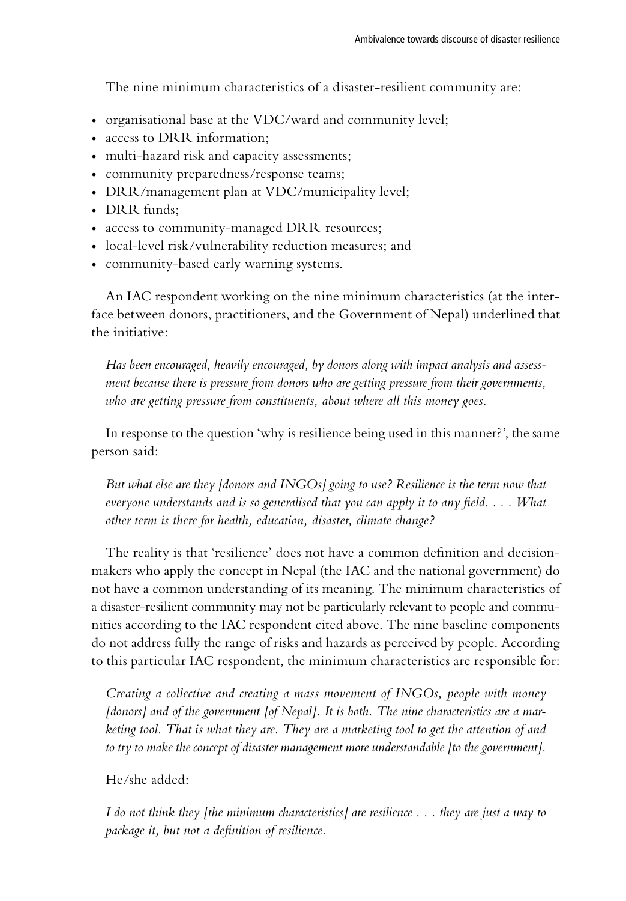The nine minimum characteristics of a disaster-resilient community are:

- organisational base at the VDC/ward and community level;
- access to DRR information;
- multi-hazard risk and capacity assessments;
- community preparedness/response teams;
- DRR/management plan at VDC/municipality level;
- DRR funds;
- access to community-managed DRR resources;
- local-level risk/vulnerability reduction measures; and
- community-based early warning systems.

An IAC respondent working on the nine minimum characteristics (at the interface between donors, practitioners, and the Government of Nepal) underlined that the initiative:

> *Has been encouraged, heavily encouraged, by donors along with impact analysis and assessment because there is pressure from donors who are getting pressure from their governments, who are getting pressure from constituents, about where all this money goes.*

In response to the question 'why is resilience being used in this manner?', the same person said:

> *But what else are they [donors and INGOs] going to use? Resilience is the term now that everyone understands and is so generalised that you can apply it to any field. . . . What other term is there for health, education, disaster, climate change?*

The reality is that 'resilience' does not have a common definition and decision-makers who apply the concept in Nepal (the IAC and the national government) do not have a common understanding of its meaning. The minimum characteristics of a disaster-resilient community may not be particularly relevant to people and communities according to the IAC respondent cited above. The nine baseline components do not address fully the range of risks and hazards as perceived by people. According to this particular IAC respondent, the minimum characteristics are responsible for:

> *Creating a collective and creating a mass movement of INGOs, people with money [donors] and of the government [of Nepal]. It is both. The nine characteristics are a marketing tool. That is what they are. They are a marketing tool to get the attention of and to try to make the concept of disaster management more understandable [to the government].*

He/she added:

> *I do not think they [the minimum characteristics] are resilience . . . they are just a way to package it, but not a definition of resilience.*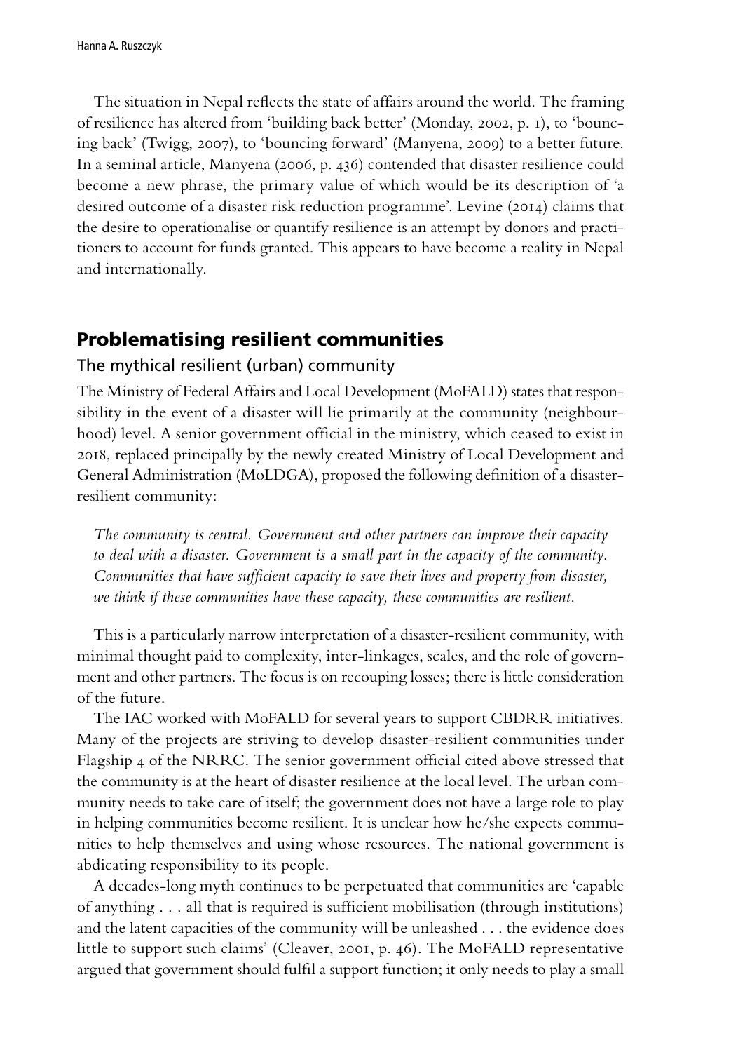The situation in Nepal reflects the state of affairs around the world. The framing of resilience has altered from 'building back better' (Monday, 2002, p. 1), to 'bouncing back' (Twigg, 2007), to 'bouncing forward' (Manyena, 2009) to a better future. In a seminal article, Manyena (2006, p. 436) contended that disaster resilience could become a new phrase, the primary value of which would be its description of 'a desired outcome of a disaster risk reduction programme'. Levine (2014) claims that the desire to operationalise or quantify resilience is an attempt by donors and practitioners to account for funds granted. This appears to have become a reality in Nepal and internationally.

## Problematising resilient communities

### The mythical resilient (urban) community

The Ministry of Federal Affairs and Local Development (MoFALD) states that responsibility in the event of a disaster will lie primarily at the community (neighbourhood) level. A senior government official in the ministry, which ceased to exist in 2018, replaced principally by the newly created Ministry of Local Development and General Administration (MoLDGA), proposed the following definition of a disaster-resilient community:

> *The community is central. Government and other partners can improve their capacity to deal with a disaster. Government is a small part in the capacity of the community. Communities that have sufficient capacity to save their lives and property from disaster, we think if these communities have these capacity, these communities are resilient.*

This is a particularly narrow interpretation of a disaster-resilient community, with minimal thought paid to complexity, inter-linkages, scales, and the role of government and other partners. The focus is on recouping losses; there is little consideration of the future.

The IAC worked with MoFALD for several years to support CBDRR initiatives. Many of the projects are striving to develop disaster-resilient communities under Flagship 4 of the NRRC. The senior government official cited above stressed that the community is at the heart of disaster resilience at the local level. The urban community needs to take care of itself; the government does not have a large role to play in helping communities become resilient. It is unclear how he/she expects communities to help themselves and using whose resources. The national government is abdicating responsibility to its people.

A decades-long myth continues to be perpetuated that communities are 'capable of anything . . . all that is required is sufficient mobilisation (through institutions) and the latent capacities of the community will be unleashed . . . the evidence does little to support such claims' (Cleaver, 2001, p. 46). The MoFALD representative argued that government should fulfil a support function; it only needs to play a small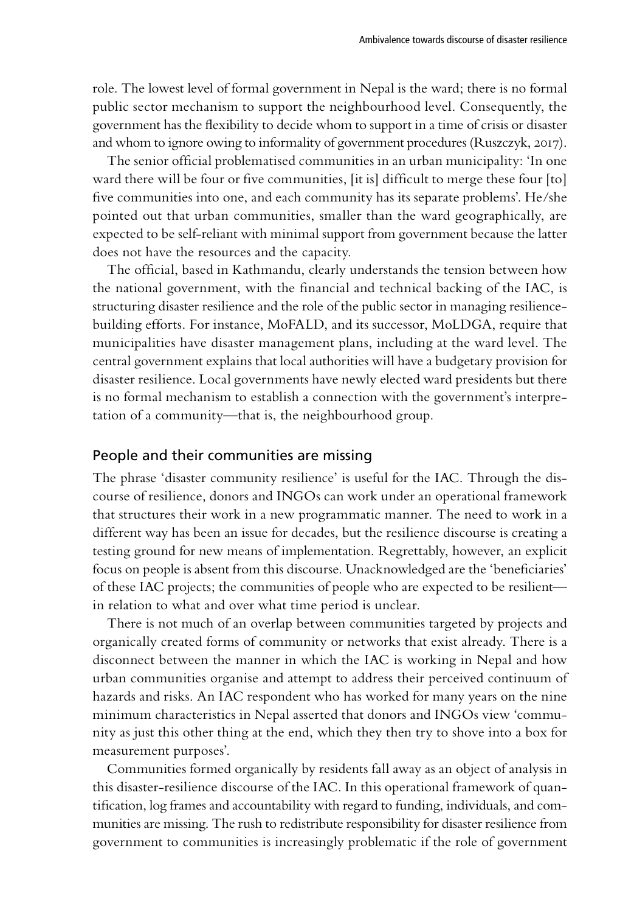role. The lowest level of formal government in Nepal is the ward; there is no formal public sector mechanism to support the neighbourhood level. Consequently, the government has the flexibility to decide whom to support in a time of crisis or disaster and whom to ignore owing to informality of government procedures (Ruszczyk, 2017).

The senior official problematised communities in an urban municipality: 'In one ward there will be four or five communities, [it is] difficult to merge these four [to] five communities into one, and each community has its separate problems'. He/she pointed out that urban communities, smaller than the ward geographically, are expected to be self-reliant with minimal support from government because the latter does not have the resources and the capacity.

The official, based in Kathmandu, clearly understands the tension between how the national government, with the financial and technical backing of the IAC, is structuring disaster resilience and the role of the public sector in managing resilience-building efforts. For instance, MoFALD, and its successor, MoLDGA, require that municipalities have disaster management plans, including at the ward level. The central government explains that local authorities will have a budgetary provision for disaster resilience. Local governments have newly elected ward presidents but there is no formal mechanism to establish a connection with the government's interpretation of a community—that is, the neighbourhood group.

## People and their communities are missing

The phrase 'disaster community resilience' is useful for the IAC. Through the discourse of resilience, donors and INGOs can work under an operational framework that structures their work in a new programmatic manner. The need to work in a different way has been an issue for decades, but the resilience discourse is creating a testing ground for new means of implementation. Regrettably, however, an explicit focus on people is absent from this discourse. Unacknowledged are the 'beneficiaries' of these IAC projects; the communities of people who are expected to be resilient—in relation to what and over what time period is unclear.

There is not much of an overlap between communities targeted by projects and organically created forms of community or networks that exist already. There is a disconnect between the manner in which the IAC is working in Nepal and how urban communities organise and attempt to address their perceived continuum of hazards and risks. An IAC respondent who has worked for many years on the nine minimum characteristics in Nepal asserted that donors and INGOs view 'community as just this other thing at the end, which they then try to shove into a box for measurement purposes'.

Communities formed organically by residents fall away as an object of analysis in this disaster-resilience discourse of the IAC. In this operational framework of quantification, log frames and accountability with regard to funding, individuals, and communities are missing. The rush to redistribute responsibility for disaster resilience from government to communities is increasingly problematic if the role of government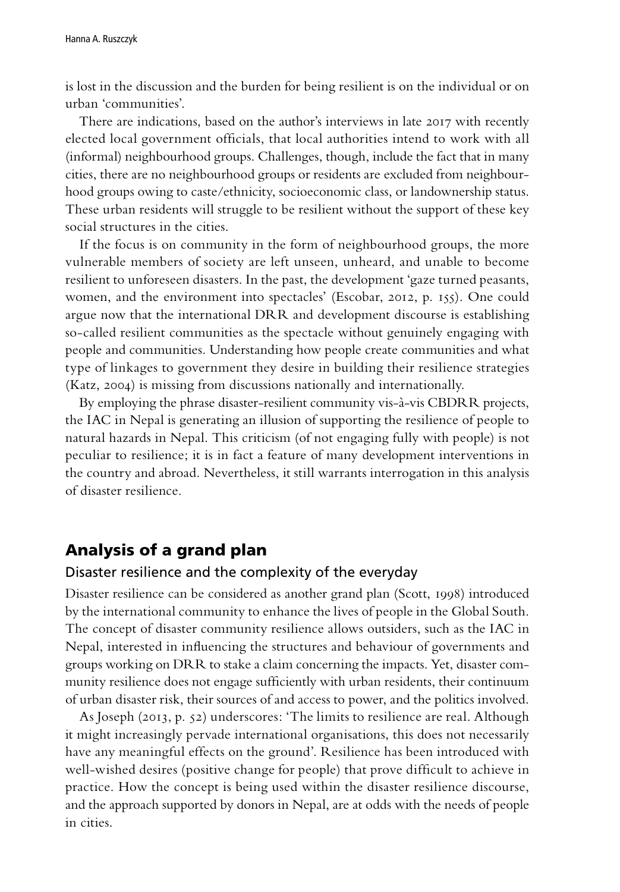is lost in the discussion and the burden for being resilient is on the individual or on urban 'communities'.

There are indications, based on the author's interviews in late 2017 with recently elected local government officials, that local authorities intend to work with all (informal) neighbourhood groups. Challenges, though, include the fact that in many cities, there are no neighbourhood groups or residents are excluded from neighbourhood groups owing to caste/ethnicity, socioeconomic class, or landownership status. These urban residents will struggle to be resilient without the support of these key social structures in the cities.

If the focus is on community in the form of neighbourhood groups, the more vulnerable members of society are left unseen, unheard, and unable to become resilient to unforeseen disasters. In the past, the development 'gaze turned peasants, women, and the environment into spectacles' (Escobar, 2012, p. 155). One could argue now that the international DRR and development discourse is establishing so-called resilient communities as the spectacle without genuinely engaging with people and communities. Understanding how people create communities and what type of linkages to government they desire in building their resilience strategies (Katz, 2004) is missing from discussions nationally and internationally.

By employing the phrase disaster-resilient community vis-à-vis CBDRR projects, the IAC in Nepal is generating an illusion of supporting the resilience of people to natural hazards in Nepal. This criticism (of not engaging fully with people) is not peculiar to resilience; it is in fact a feature of many development interventions in the country and abroad. Nevertheless, it still warrants interrogation in this analysis of disaster resilience.

## Analysis of a grand plan

### Disaster resilience and the complexity of the everyday

Disaster resilience can be considered as another grand plan (Scott, 1998) introduced by the international community to enhance the lives of people in the Global South. The concept of disaster community resilience allows outsiders, such as the IAC in Nepal, interested in influencing the structures and behaviour of governments and groups working on DRR to stake a claim concerning the impacts. Yet, disaster community resilience does not engage sufficiently with urban residents, their continuum of urban disaster risk, their sources of and access to power, and the politics involved.

As Joseph (2013, p. 52) underscores: 'The limits to resilience are real. Although it might increasingly pervade international organisations, this does not necessarily have any meaningful effects on the ground'. Resilience has been introduced with well-wished desires (positive change for people) that prove difficult to achieve in practice. How the concept is being used within the disaster resilience discourse, and the approach supported by donors in Nepal, are at odds with the needs of people in cities.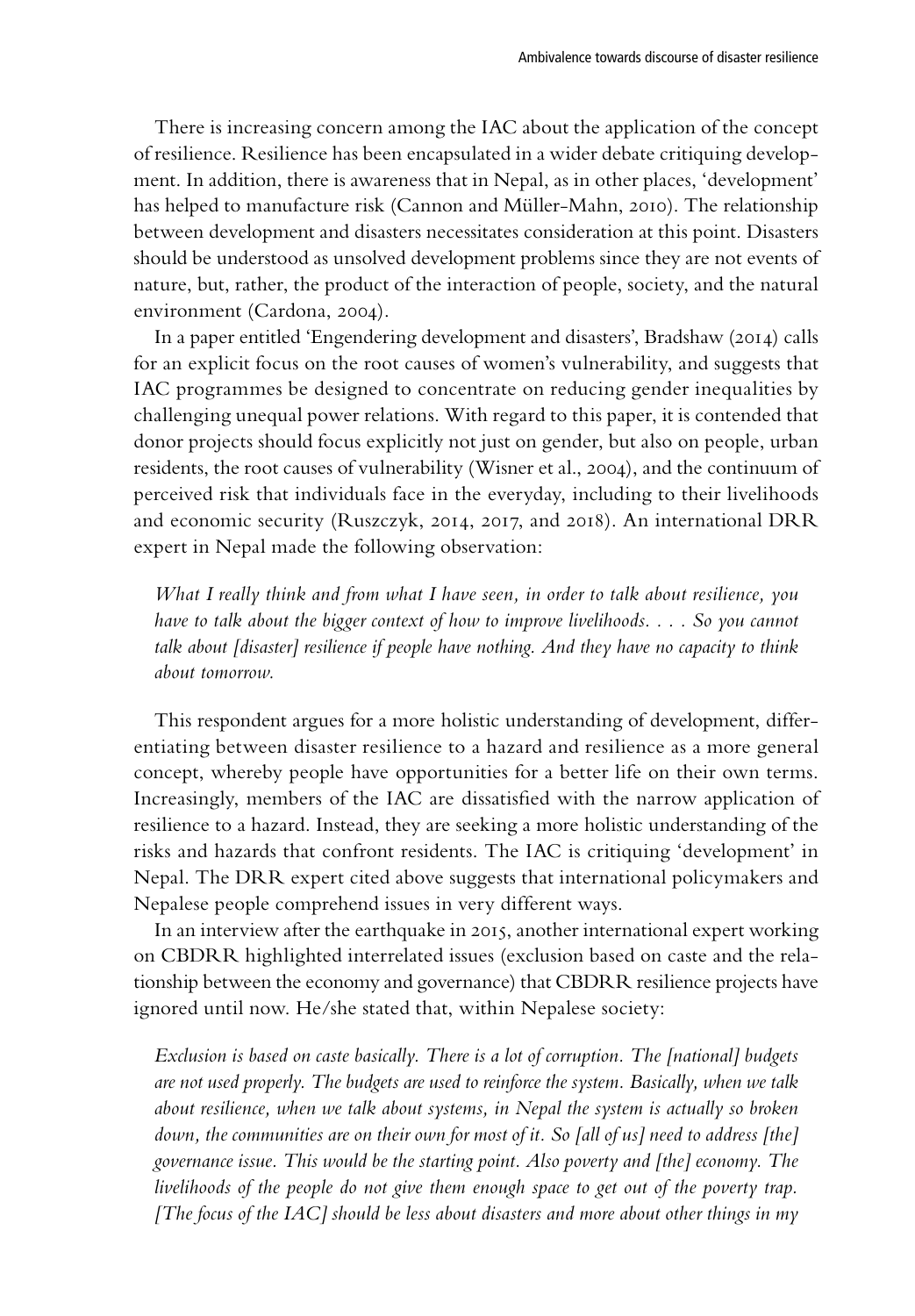There is increasing concern among the IAC about the application of the concept of resilience. Resilience has been encapsulated in a wider debate critiquing development. In addition, there is awareness that in Nepal, as in other places, 'development' has helped to manufacture risk (Cannon and Müller-Mahn, 2010). The relationship between development and disasters necessitates consideration at this point. Disasters should be understood as unsolved development problems since they are not events of nature, but, rather, the product of the interaction of people, society, and the natural environment (Cardona, 2004).

In a paper entitled 'Engendering development and disasters', Bradshaw (2014) calls for an explicit focus on the root causes of women's vulnerability, and suggests that IAC programmes be designed to concentrate on reducing gender inequalities by challenging unequal power relations. With regard to this paper, it is contended that donor projects should focus explicitly not just on gender, but also on people, urban residents, the root causes of vulnerability (Wisner et al., 2004), and the continuum of perceived risk that individuals face in the everyday, including to their livelihoods and economic security (Ruszczyk, 2014, 2017, and 2018). An international DRR expert in Nepal made the following observation:

> *What I really think and from what I have seen, in order to talk about resilience, you have to talk about the bigger context of how to improve livelihoods. . . . So you cannot talk about [disaster] resilience if people have nothing. And they have no capacity to think about tomorrow.*

This respondent argues for a more holistic understanding of development, differentiating between disaster resilience to a hazard and resilience as a more general concept, whereby people have opportunities for a better life on their own terms. Increasingly, members of the IAC are dissatisfied with the narrow application of resilience to a hazard. Instead, they are seeking a more holistic understanding of the risks and hazards that confront residents. The IAC is critiquing 'development' in Nepal. The DRR expert cited above suggests that international policymakers and Nepalese people comprehend issues in very different ways.

In an interview after the earthquake in 2015, another international expert working on CBDRR highlighted interrelated issues (exclusion based on caste and the relationship between the economy and governance) that CBDRR resilience projects have ignored until now. He/she stated that, within Nepalese society:

> *Exclusion is based on caste basically. There is a lot of corruption. The [national] budgets are not used properly. The budgets are used to reinforce the system. Basically, when we talk about resilience, when we talk about systems, in Nepal the system is actually so broken down, the communities are on their own for most of it. So [all of us] need to address [the] governance issue. This would be the starting point. Also poverty and [the] economy. The livelihoods of the people do not give them enough space to get out of the poverty trap. [The focus of the IAC] should be less about disasters and more about other things in my*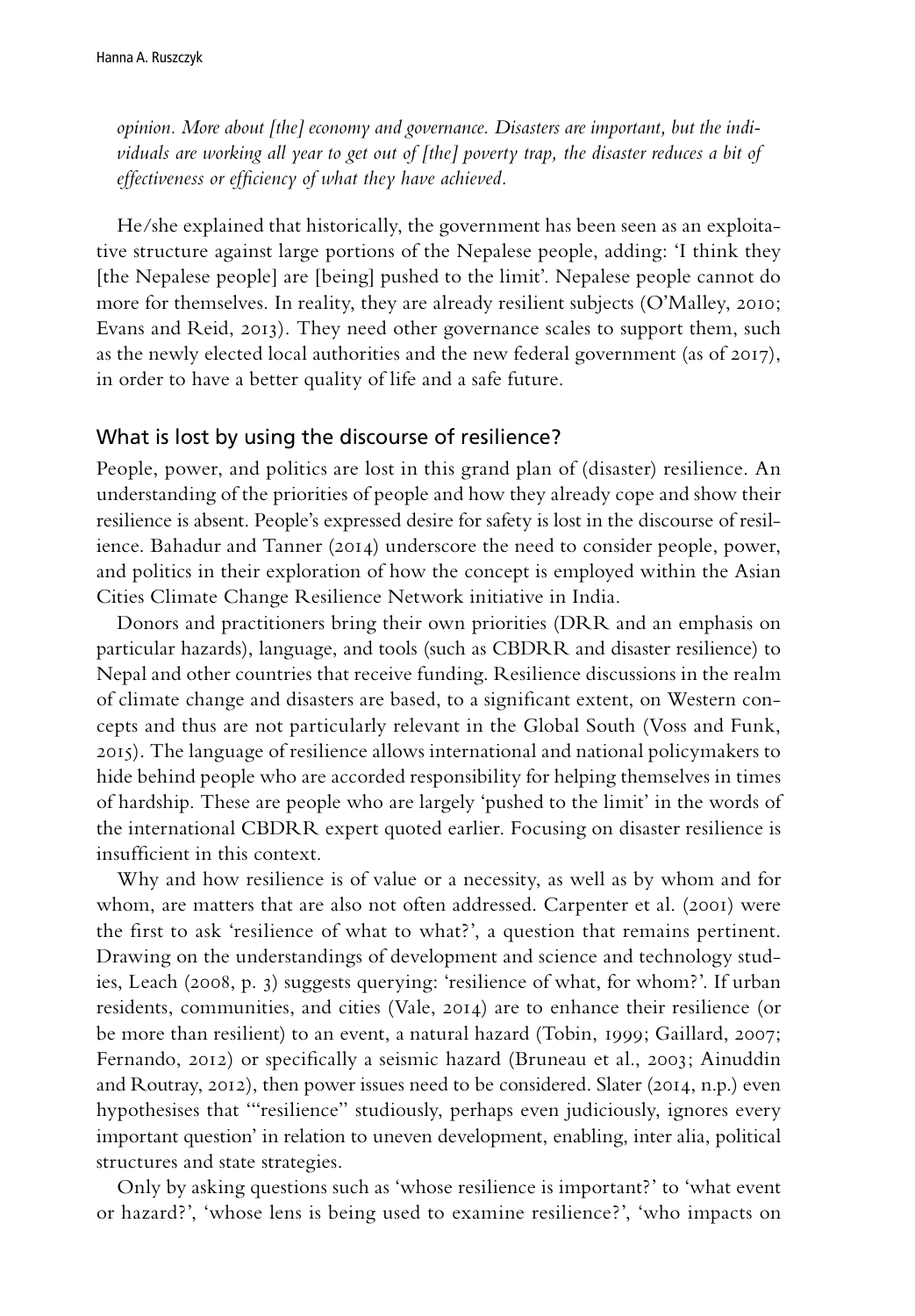*opinion. More about [the] economy and governance. Disasters are important, but the individuals are working all year to get out of [the] poverty trap, the disaster reduces a bit of effectiveness or efficiency of what they have achieved.*

He/she explained that historically, the government has been seen as an exploitative structure against large portions of the Nepalese people, adding: 'I think they [the Nepalese people] are [being] pushed to the limit'. Nepalese people cannot do more for themselves. In reality, they are already resilient subjects (O'Malley, 2010; Evans and Reid, 2013). They need other governance scales to support them, such as the newly elected local authorities and the new federal government (as of 2017), in order to have a better quality of life and a safe future.

## What is lost by using the discourse of resilience?

People, power, and politics are lost in this grand plan of (disaster) resilience. An understanding of the priorities of people and how they already cope and show their resilience is absent. People's expressed desire for safety is lost in the discourse of resilience. Bahadur and Tanner (2014) underscore the need to consider people, power, and politics in their exploration of how the concept is employed within the Asian Cities Climate Change Resilience Network initiative in India.

Donors and practitioners bring their own priorities (DRR and an emphasis on particular hazards), language, and tools (such as CBDRR and disaster resilience) to Nepal and other countries that receive funding. Resilience discussions in the realm of climate change and disasters are based, to a significant extent, on Western concepts and thus are not particularly relevant in the Global South (Voss and Funk, 2015). The language of resilience allows international and national policymakers to hide behind people who are accorded responsibility for helping themselves in times of hardship. These are people who are largely 'pushed to the limit' in the words of the international CBDRR expert quoted earlier. Focusing on disaster resilience is insufficient in this context.

Why and how resilience is of value or a necessity, as well as by whom and for whom, are matters that are also not often addressed. Carpenter et al. (2001) were the first to ask 'resilience of what to what?', a question that remains pertinent. Drawing on the understandings of development and science and technology studies, Leach (2008, p. 3) suggests querying: 'resilience of what, for whom?'. If urban residents, communities, and cities (Vale, 2014) are to enhance their resilience (or be more than resilient) to an event, a natural hazard (Tobin, 1999; Gaillard, 2007; Fernando, 2012) or specifically a seismic hazard (Bruneau et al., 2003; Ainuddin and Routray, 2012), then power issues need to be considered. Slater (2014, n.p.) even hypothesises that '"resilience" studiously, perhaps even judiciously, ignores every important question' in relation to uneven development, enabling, inter alia, political structures and state strategies.

Only by asking questions such as 'whose resilience is important?' to 'what event or hazard?', 'whose lens is being used to examine resilience?', 'who impacts on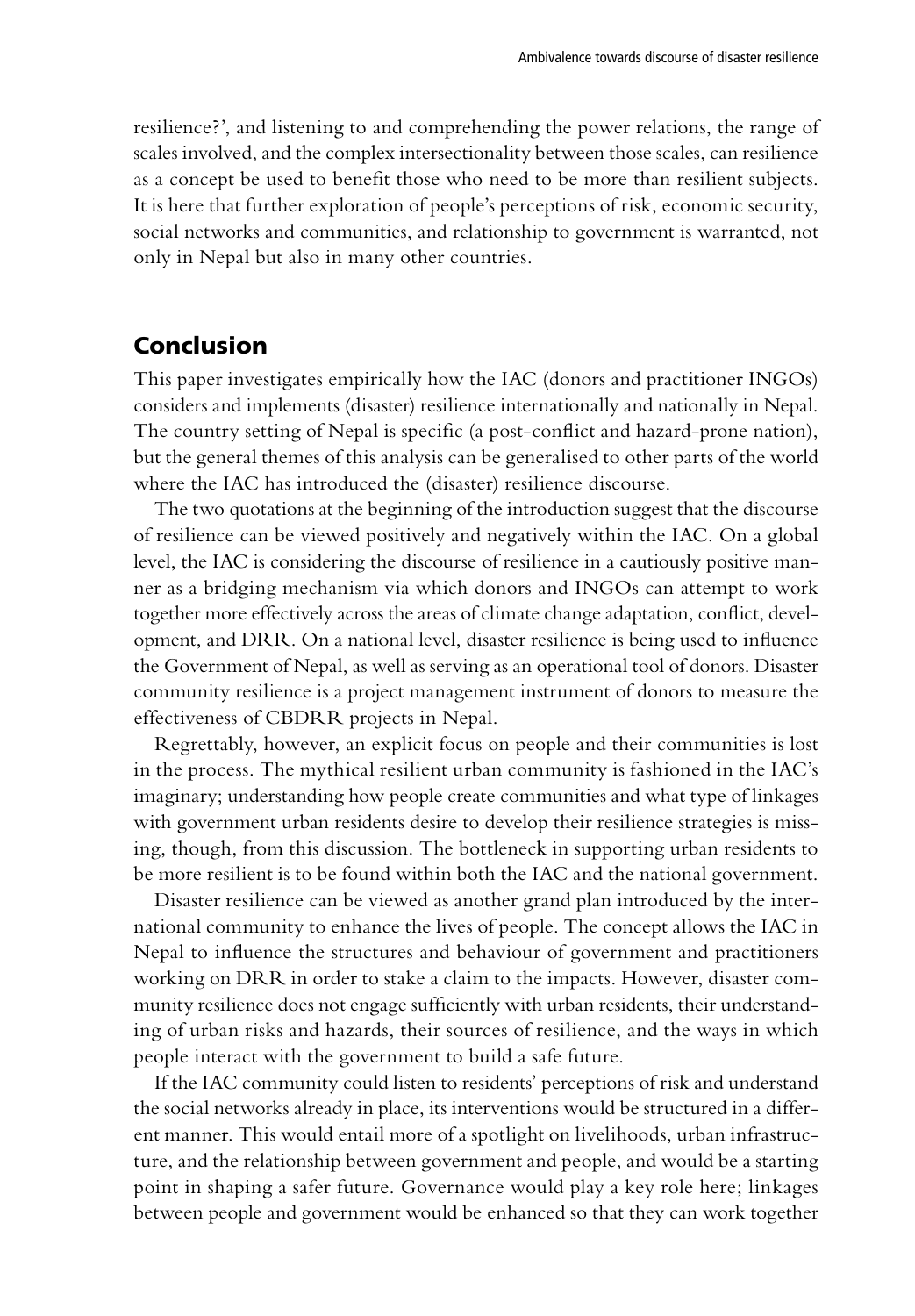resilience?', and listening to and comprehending the power relations, the range of scales involved, and the complex intersectionality between those scales, can resilience as a concept be used to benefit those who need to be more than resilient subjects. It is here that further exploration of people's perceptions of risk, economic security, social networks and communities, and relationship to government is warranted, not only in Nepal but also in many other countries.

## Conclusion

This paper investigates empirically how the IAC (donors and practitioner INGOs) considers and implements (disaster) resilience internationally and nationally in Nepal. The country setting of Nepal is specific (a post-conflict and hazard-prone nation), but the general themes of this analysis can be generalised to other parts of the world where the IAC has introduced the (disaster) resilience discourse.

The two quotations at the beginning of the introduction suggest that the discourse of resilience can be viewed positively and negatively within the IAC. On a global level, the IAC is considering the discourse of resilience in a cautiously positive manner as a bridging mechanism via which donors and INGOs can attempt to work together more effectively across the areas of climate change adaptation, conflict, development, and DRR. On a national level, disaster resilience is being used to influence the Government of Nepal, as well as serving as an operational tool of donors. Disaster community resilience is a project management instrument of donors to measure the effectiveness of CBDRR projects in Nepal.

Regrettably, however, an explicit focus on people and their communities is lost in the process. The mythical resilient urban community is fashioned in the IAC's imaginary; understanding how people create communities and what type of linkages with government urban residents desire to develop their resilience strategies is missing, though, from this discussion. The bottleneck in supporting urban residents to be more resilient is to be found within both the IAC and the national government.

Disaster resilience can be viewed as another grand plan introduced by the international community to enhance the lives of people. The concept allows the IAC in Nepal to influence the structures and behaviour of government and practitioners working on DRR in order to stake a claim to the impacts. However, disaster community resilience does not engage sufficiently with urban residents, their understanding of urban risks and hazards, their sources of resilience, and the ways in which people interact with the government to build a safe future.

If the IAC community could listen to residents' perceptions of risk and understand the social networks already in place, its interventions would be structured in a different manner. This would entail more of a spotlight on livelihoods, urban infrastructure, and the relationship between government and people, and would be a starting point in shaping a safer future. Governance would play a key role here; linkages between people and government would be enhanced so that they can work together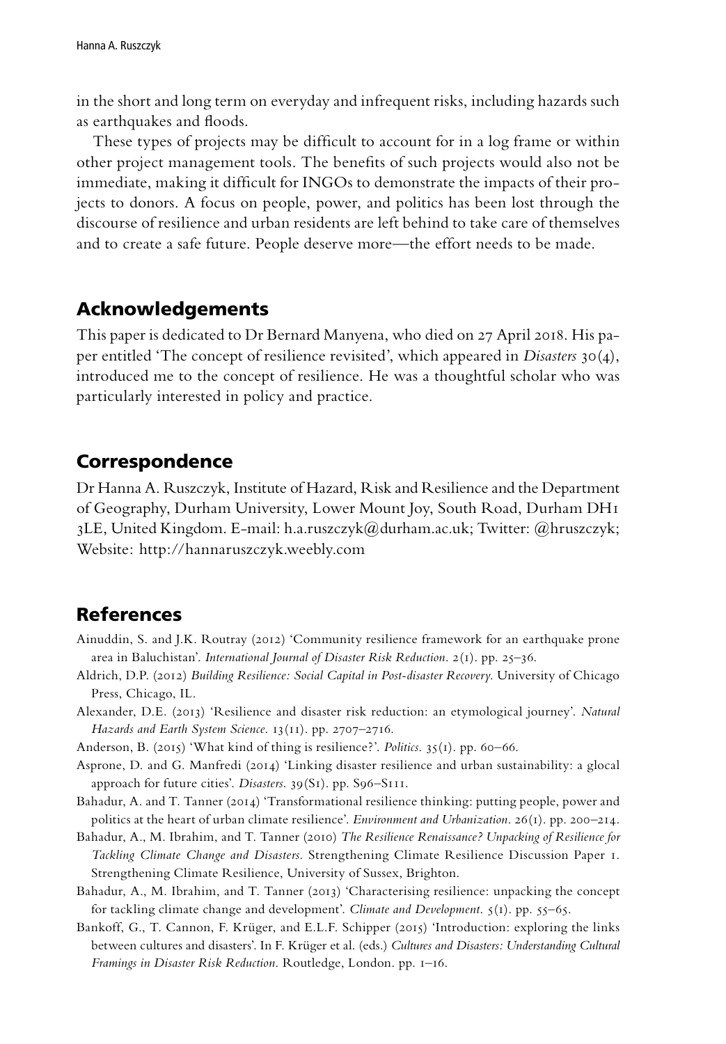in the short and long term on everyday and infrequent risks, including hazards such as earthquakes and floods.

These types of projects may be difficult to account for in a log frame or within other project management tools. The benefits of such projects would also not be immediate, making it difficult for INGOs to demonstrate the impacts of their projects to donors. A focus on people, power, and politics has been lost through the discourse of resilience and urban residents are left behind to take care of themselves and to create a safe future. People deserve more—the effort needs to be made.

## Acknowledgements

This paper is dedicated to Dr Bernard Manyena, who died on 27 April 2018. His paper entitled 'The concept of resilience revisited', which appeared in *Disasters* 30(4), introduced me to the concept of resilience. He was a thoughtful scholar who was particularly interested in policy and practice.

## Correspondence

Dr Hanna A. Ruszczyk, Institute of Hazard, Risk and Resilience and the Department of Geography, Durham University, Lower Mount Joy, South Road, Durham DH1 3LE, United Kingdom. E-mail: h.a.ruszczyk@durham.ac.uk; Twitter: @hruszczyk; Website: http://hannaruszczyk.weebly.com

## References

Ainuddin, S. and J.K. Routray (2012) 'Community resilience framework for an earthquake prone area in Baluchistan'. *International Journal of Disaster Risk Reduction*. 2(1). pp. 25–36.

Aldrich, D.P. (2012) *Building Resilience: Social Capital in Post-disaster Recovery*. University of Chicago Press, Chicago, IL.

Alexander, D.E. (2013) 'Resilience and disaster risk reduction: an etymological journey'. *Natural Hazards and Earth System Science*. 13(11). pp. 2707–2716.

Anderson, B. (2015) 'What kind of thing is resilience?'. *Politics*. 35(1). pp. 60–66.

Asprone, D. and G. Manfredi (2014) 'Linking disaster resilience and urban sustainability: a glocal approach for future cities'. *Disasters*. 39(S1). pp. S96–S111.

Bahadur, A. and T. Tanner (2014) 'Transformational resilience thinking: putting people, power and politics at the heart of urban climate resilience'. *Environment and Urbanization*. 26(1). pp. 200–214.

Bahadur, A., M. Ibrahim, and T. Tanner (2010) *The Resilience Renaissance? Unpacking of Resilience for Tackling Climate Change and Disasters*. Strengthening Climate Resilience Discussion Paper 1. Strengthening Climate Resilience, University of Sussex, Brighton.

Bahadur, A., M. Ibrahim, and T. Tanner (2013) 'Characterising resilience: unpacking the concept for tackling climate change and development'. *Climate and Development*. 5(1). pp. 55–65.

Bankoff, G., T. Cannon, F. Krüger, and E.L.F. Schipper (2015) 'Introduction: exploring the links between cultures and disasters'. In F. Krüger et al. (eds.) *Cultures and Disasters: Understanding Cultural Framings in Disaster Risk Reduction*. Routledge, London. pp. 1–16.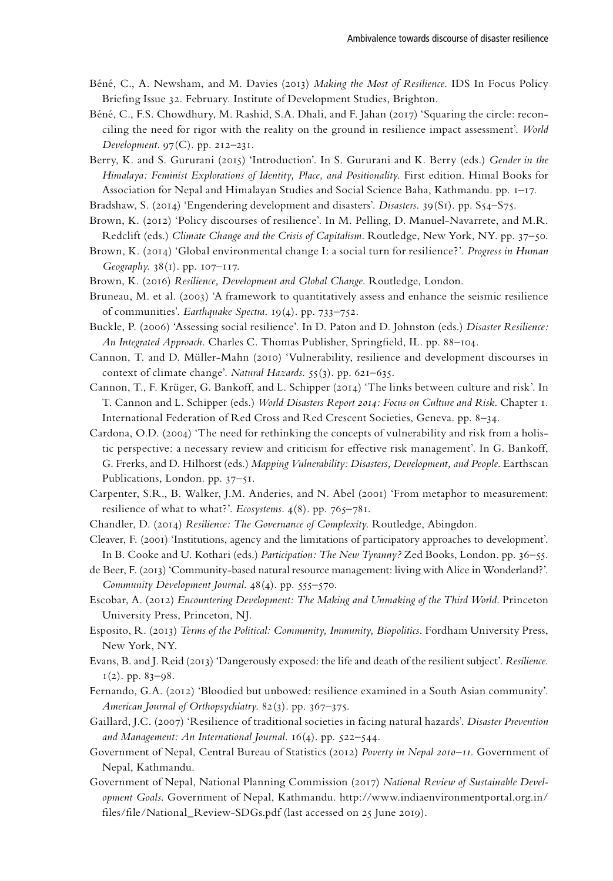Béné, C., A. Newsham, and M. Davies (2013) *Making the Most of Resilience*. IDS In Focus Policy Briefing Issue 32. February. Institute of Development Studies, Brighton.

Béné, C., F.S. Chowdhury, M. Rashid, S.A. Dhali, and F. Jahan (2017) 'Squaring the circle: reconciling the need for rigor with the reality on the ground in resilience impact assessment'. *World Development*. 97(C). pp. 212–231.

Berry, K. and S. Gururani (2015) 'Introduction'. In S. Gururani and K. Berry (eds.) *Gender in the Himalaya: Feminist Explorations of Identity, Place, and Positionality*. First edition. Himal Books for Association for Nepal and Himalayan Studies and Social Science Baha, Kathmandu. pp. 1–17.

Bradshaw, S. (2014) 'Engendering development and disasters'. *Disasters*. 39(S1). pp. S54–S75.

Brown, K. (2012) 'Policy discourses of resilience'. In M. Pelling, D. Manuel-Navarrete, and M.R. Redclift (eds.) *Climate Change and the Crisis of Capitalism*. Routledge, New York, NY. pp. 37–50.

Brown, K. (2014) 'Global environmental change I: a social turn for resilience?'. *Progress in Human Geography*. 38(1). pp. 107–117.

Brown, K. (2016) *Resilience, Development and Global Change*. Routledge, London.

Bruneau, M. et al. (2003) 'A framework to quantitatively assess and enhance the seismic resilience of communities'. *Earthquake Spectra*. 19(4). pp. 733–752.

Buckle, P. (2006) 'Assessing social resilience'. In D. Paton and D. Johnston (eds.) *Disaster Resilience: An Integrated Approach*. Charles C. Thomas Publisher, Springfield, IL. pp. 88–104.

Cannon, T. and D. Müller-Mahn (2010) 'Vulnerability, resilience and development discourses in context of climate change'. *Natural Hazards*. 55(3). pp. 621–635.

Cannon, T., F. Krüger, G. Bankoff, and L. Schipper (2014) 'The links between culture and risk'. In T. Cannon and L. Schipper (eds.) *World Disasters Report 2014: Focus on Culture and Risk*. Chapter 1. International Federation of Red Cross and Red Crescent Societies, Geneva. pp. 8–34.

Cardona, O.D. (2004) 'The need for rethinking the concepts of vulnerability and risk from a holistic perspective: a necessary review and criticism for effective risk management'. In G. Bankoff, G. Frerks, and D. Hilhorst (eds.) *Mapping Vulnerability: Disasters, Development, and People*. Earthscan Publications, London. pp. 37–51.

Carpenter, S.R., B. Walker, J.M. Anderies, and N. Abel (2001) 'From metaphor to measurement: resilience of what to what?'. *Ecosystems*. 4(8). pp. 765–781.

Chandler, D. (2014) *Resilience: The Governance of Complexity*. Routledge, Abingdon.

Cleaver, F. (2001) 'Institutions, agency and the limitations of participatory approaches to development'. In B. Cooke and U. Kothari (eds.) *Participation: The New Tyranny?* Zed Books, London. pp. 36–55.

de Beer, F. (2013) 'Community-based natural resource management: living with Alice in Wonderland?'. *Community Development Journal*. 48(4). pp. 555–570.

Escobar, A. (2012) *Encountering Development: The Making and Unmaking of the Third World*. Princeton University Press, Princeton, NJ.

Esposito, R. (2013) *Terms of the Political: Community, Immunity, Biopolitics*. Fordham University Press, New York, NY.

Evans, B. and J. Reid (2013) 'Dangerously exposed: the life and death of the resilient subject'. *Resilience*. 1(2). pp. 83–98.

Fernando, G.A. (2012) 'Bloodied but unbowed: resilience examined in a South Asian community'. *American Journal of Orthopsychiatry*. 82(3). pp. 367–375.

Gaillard, J.C. (2007) 'Resilience of traditional societies in facing natural hazards'. *Disaster Prevention and Management: An International Journal*. 16(4). pp. 522–544.

Government of Nepal, Central Bureau of Statistics (2012) *Poverty in Nepal 2010–11*. Government of Nepal, Kathmandu.

Government of Nepal, National Planning Commission (2017) *National Review of Sustainable Development Goals*. Government of Nepal, Kathmandu. http://www.indiaenvironmentportal.org.in/files/file/National_Review-SDGs.pdf (last accessed on 25 June 2019).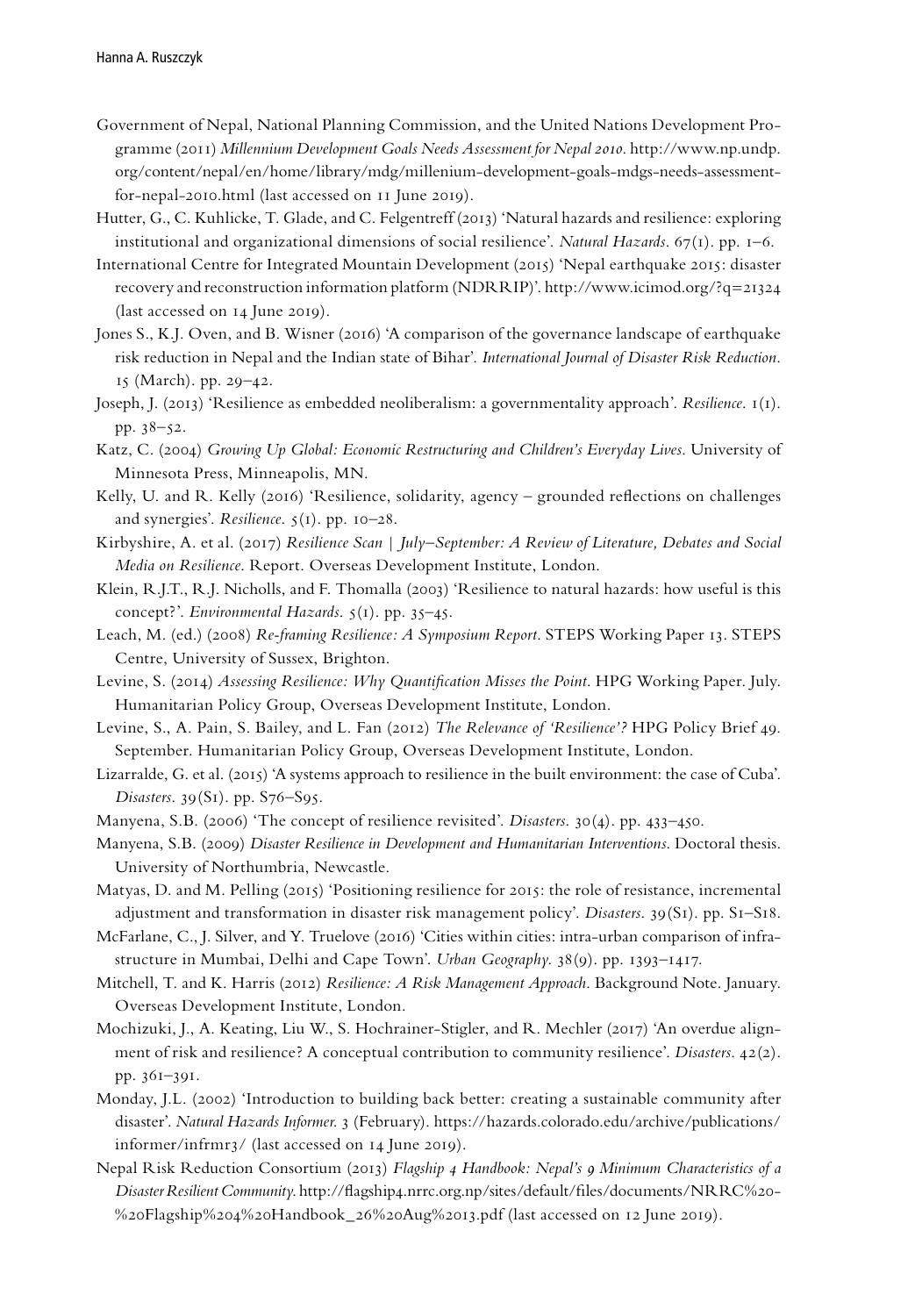Government of Nepal, National Planning Commission, and the United Nations Development Programme (2011) *Millennium Development Goals Needs Assessment for Nepal 2010*. http://www.np.undp.org/content/nepal/en/home/library/mdg/millenium-development-goals-mdgs-needs-assessment-for-nepal-2010.html (last accessed on 11 June 2019).

Hutter, G., C. Kuhlicke, T. Glade, and C. Felgentreff (2013) 'Natural hazards and resilience: exploring institutional and organizational dimensions of social resilience'. *Natural Hazards*. 67(1). pp. 1–6.

International Centre for Integrated Mountain Development (2015) 'Nepal earthquake 2015: disaster recovery and reconstruction information platform (NDRRIP)'. http://www.icimod.org/?q=21324 (last accessed on 14 June 2019).

Jones S., K.J. Oven, and B. Wisner (2016) 'A comparison of the governance landscape of earthquake risk reduction in Nepal and the Indian state of Bihar'. *International Journal of Disaster Risk Reduction*. 15 (March). pp. 29–42.

Joseph, J. (2013) 'Resilience as embedded neoliberalism: a governmentality approach'. *Resilience*. 1(1). pp. 38–52.

Katz, C. (2004) *Growing Up Global: Economic Restructuring and Children's Everyday Lives*. University of Minnesota Press, Minneapolis, MN.

Kelly, U. and R. Kelly (2016) 'Resilience, solidarity, agency – grounded reflections on challenges and synergies'. *Resilience*. 5(1). pp. 10–28.

Kirbyshire, A. et al. (2017) *Resilience Scan | July–September: A Review of Literature, Debates and Social Media on Resilience*. Report. Overseas Development Institute, London.

Klein, R.J.T., R.J. Nicholls, and F. Thomalla (2003) 'Resilience to natural hazards: how useful is this concept?'. *Environmental Hazards*. 5(1). pp. 35–45.

Leach, M. (ed.) (2008) *Re-framing Resilience: A Symposium Report*. STEPS Working Paper 13. STEPS Centre, University of Sussex, Brighton.

Levine, S. (2014) *Assessing Resilience: Why Quantification Misses the Point*. HPG Working Paper. July. Humanitarian Policy Group, Overseas Development Institute, London.

Levine, S., A. Pain, S. Bailey, and L. Fan (2012) *The Relevance of 'Resilience'?* HPG Policy Brief 49. September. Humanitarian Policy Group, Overseas Development Institute, London.

Lizarralde, G. et al. (2015) 'A systems approach to resilience in the built environment: the case of Cuba'. *Disasters*. 39(S1). pp. S76–S95.

Manyena, S.B. (2006) 'The concept of resilience revisited'. *Disasters*. 30(4). pp. 433–450.

Manyena, S.B. (2009) *Disaster Resilience in Development and Humanitarian Interventions*. Doctoral thesis. University of Northumbria, Newcastle.

Matyas, D. and M. Pelling (2015) 'Positioning resilience for 2015: the role of resistance, incremental adjustment and transformation in disaster risk management policy'. *Disasters*. 39(S1). pp. S1–S18.

McFarlane, C., J. Silver, and Y. Truelove (2016) 'Cities within cities: intra-urban comparison of infrastructure in Mumbai, Delhi and Cape Town'. *Urban Geography*. 38(9). pp. 1393–1417.

Mitchell, T. and K. Harris (2012) *Resilience: A Risk Management Approach*. Background Note. January. Overseas Development Institute, London.

Mochizuki, J., A. Keating, Liu W., S. Hochrainer-Stigler, and R. Mechler (2017) 'An overdue alignment of risk and resilience? A conceptual contribution to community resilience'. *Disasters*. 42(2). pp. 361–391.

Monday, J.L. (2002) 'Introduction to building back better: creating a sustainable community after disaster'. *Natural Hazards Informer*. 3 (February). https://hazards.colorado.edu/archive/publications/informer/infrmr3/ (last accessed on 14 June 2019).

Nepal Risk Reduction Consortium (2013) *Flagship 4 Handbook: Nepal's 9 Minimum Characteristics of a Disaster Resilient Community*. http://flagship4.nrrc.org.np/sites/default/files/documents/NRRC%20-%20Flagship%204%20Handbook_26%20Aug%2013.pdf (last accessed on 12 June 2019).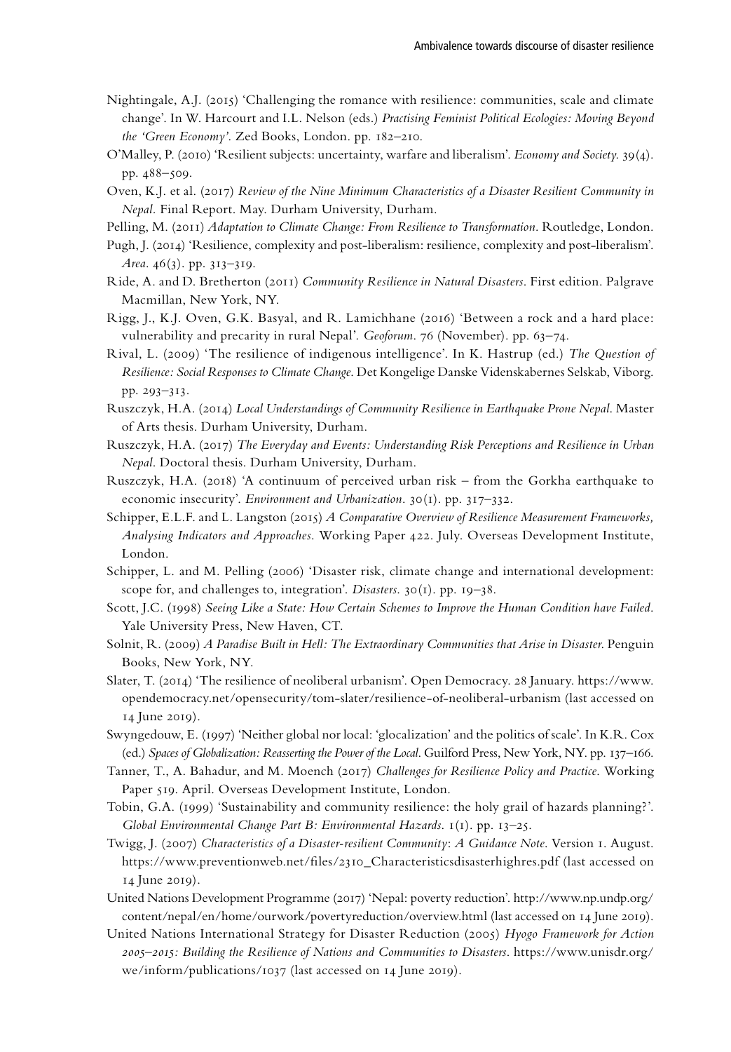Nightingale, A.J. (2015) 'Challenging the romance with resilience: communities, scale and climate change'. In W. Harcourt and I.L. Nelson (eds.) *Practising Feminist Political Ecologies: Moving Beyond the 'Green Economy'*. Zed Books, London. pp. 182–210.

O'Malley, P. (2010) 'Resilient subjects: uncertainty, warfare and liberalism'. *Economy and Society*. 39(4). pp. 488–509.

Oven, K.J. et al. (2017) *Review of the Nine Minimum Characteristics of a Disaster Resilient Community in Nepal*. Final Report. May. Durham University, Durham.

Pelling, M. (2011) *Adaptation to Climate Change: From Resilience to Transformation*. Routledge, London.

Pugh, J. (2014) 'Resilience, complexity and post-liberalism: resilience, complexity and post-liberalism'. *Area*. 46(3). pp. 313–319.

Ride, A. and D. Bretherton (2011) *Community Resilience in Natural Disasters*. First edition. Palgrave Macmillan, New York, NY.

Rigg, J., K.J. Oven, G.K. Basyal, and R. Lamichhane (2016) 'Between a rock and a hard place: vulnerability and precarity in rural Nepal'. *Geoforum*. 76 (November). pp. 63–74.

Rival, L. (2009) 'The resilience of indigenous intelligence'. In K. Hastrup (ed.) *The Question of Resilience: Social Responses to Climate Change*. Det Kongelige Danske Videnskabernes Selskab, Viborg. pp. 293–313.

Ruszczyk, H.A. (2014) *Local Understandings of Community Resilience in Earthquake Prone Nepal*. Master of Arts thesis. Durham University, Durham.

Ruszczyk, H.A. (2017) *The Everyday and Events: Understanding Risk Perceptions and Resilience in Urban Nepal*. Doctoral thesis. Durham University, Durham.

Ruszczyk, H.A. (2018) 'A continuum of perceived urban risk – from the Gorkha earthquake to economic insecurity'. *Environment and Urbanization*. 30(1). pp. 317–332.

Schipper, E.L.F. and L. Langston (2015) *A Comparative Overview of Resilience Measurement Frameworks, Analysing Indicators and Approaches*. Working Paper 422. July. Overseas Development Institute, London.

Schipper, L. and M. Pelling (2006) 'Disaster risk, climate change and international development: scope for, and challenges to, integration'. *Disasters*. 30(1). pp. 19–38.

Scott, J.C. (1998) *Seeing Like a State: How Certain Schemes to Improve the Human Condition have Failed*. Yale University Press, New Haven, CT.

Solnit, R. (2009) *A Paradise Built in Hell: The Extraordinary Communities that Arise in Disaster*. Penguin Books, New York, NY.

Slater, T. (2014) 'The resilience of neoliberal urbanism'. Open Democracy. 28 January. https://www.opendemocracy.net/opensecurity/tom-slater/resilience-of-neoliberal-urbanism (last accessed on 14 June 2019).

Swyngedouw, E. (1997) 'Neither global nor local: 'glocalization' and the politics of scale'. In K.R. Cox (ed.) *Spaces of Globalization: Reasserting the Power of the Local*. Guilford Press, New York, NY. pp. 137–166.

Tanner, T., A. Bahadur, and M. Moench (2017) *Challenges for Resilience Policy and Practice*. Working Paper 519. April. Overseas Development Institute, London.

Tobin, G.A. (1999) 'Sustainability and community resilience: the holy grail of hazards planning?'. *Global Environmental Change Part B: Environmental Hazards*. 1(1). pp. 13–25.

Twigg, J. (2007) *Characteristics of a Disaster-resilient Community: A Guidance Note*. Version 1. August. https://www.preventionweb.net/files/2310_Characteristicsdisasterhighres.pdf (last accessed on 14 June 2019).

United Nations Development Programme (2017) 'Nepal: poverty reduction'. http://www.np.undp.org/content/nepal/en/home/ourwork/povertyreduction/overview.html (last accessed on 14 June 2019).

United Nations International Strategy for Disaster Reduction (2005) *Hyogo Framework for Action 2005–2015: Building the Resilience of Nations and Communities to Disasters*. https://www.unisdr.org/we/inform/publications/1037 (last accessed on 14 June 2019).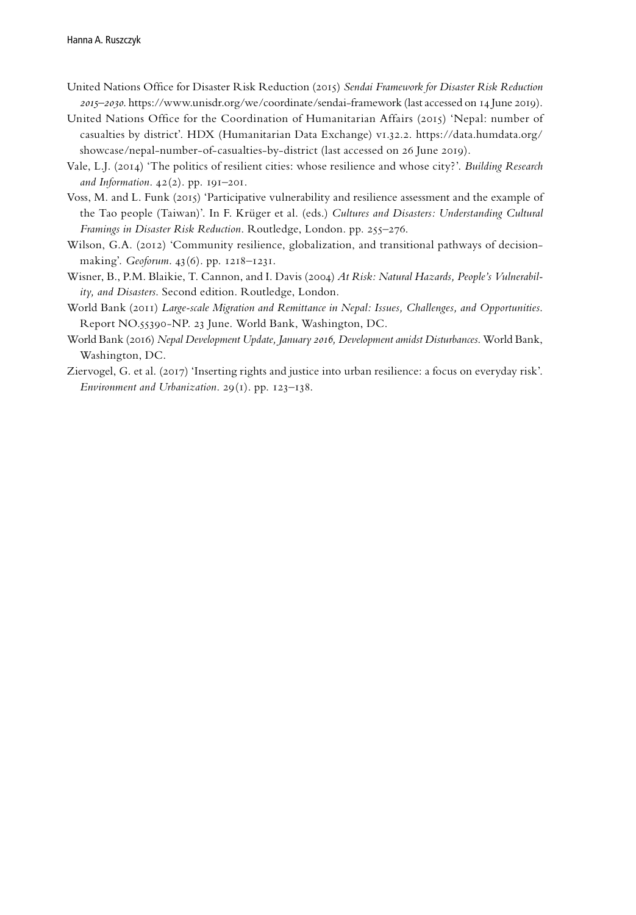United Nations Office for Disaster Risk Reduction (2015) *Sendai Framework for Disaster Risk Reduction 2015–2030*. https://www.unisdr.org/we/coordinate/sendai-framework (last accessed on 14 June 2019).

United Nations Office for the Coordination of Humanitarian Affairs (2015) 'Nepal: number of casualties by district'. HDX (Humanitarian Data Exchange) v1.32.2. https://data.humdata.org/showcase/nepal-number-of-casualties-by-district (last accessed on 26 June 2019).

Vale, L.J. (2014) 'The politics of resilient cities: whose resilience and whose city?'. *Building Research and Information*. 42(2). pp. 191–201.

Voss, M. and L. Funk (2015) 'Participative vulnerability and resilience assessment and the example of the Tao people (Taiwan)'. In F. Krüger et al. (eds.) *Cultures and Disasters: Understanding Cultural Framings in Disaster Risk Reduction*. Routledge, London. pp. 255–276.

Wilson, G.A. (2012) 'Community resilience, globalization, and transitional pathways of decision-making'. *Geoforum*. 43(6). pp. 1218–1231.

Wisner, B., P.M. Blaikie, T. Cannon, and I. Davis (2004) *At Risk: Natural Hazards, People's Vulnerability, and Disasters*. Second edition. Routledge, London.

World Bank (2011) *Large-scale Migration and Remittance in Nepal: Issues, Challenges, and Opportunities*. Report NO.55390-NP. 23 June. World Bank, Washington, DC.

World Bank (2016) *Nepal Development Update, January 2016, Development amidst Disturbances*. World Bank, Washington, DC.

Ziervogel, G. et al. (2017) 'Inserting rights and justice into urban resilience: a focus on everyday risk'. *Environment and Urbanization*. 29(1). pp. 123–138.